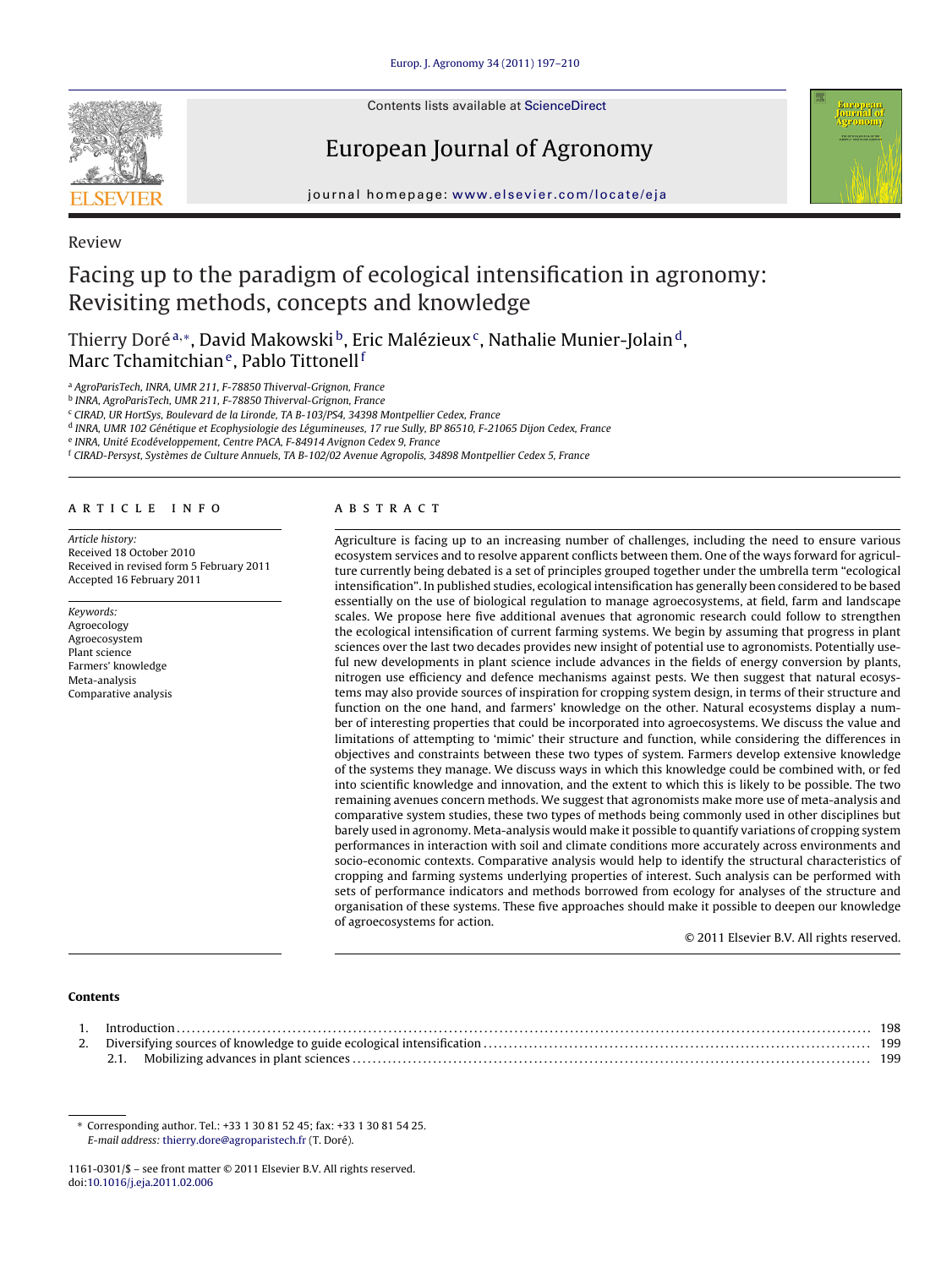Review

# Facing up to the paradigm of ecological intensification in agronomy: Revisiting methods, concepts and knowledge

Thierry Doré[a,*], David Makowski[b], Eric Malézieux[c], Nathalie Munier-Jolain[d], Marc Tchamitchian[e], Pablo Tittonell[f]

[a] AgroParisTech, INRA, UMR 211, F-78850 Thiverval-Grignon, France
[b] INRA, AgroParisTech, UMR 211, F-78850 Thiverval-Grignon, France
[c] CIRAD, UR HortSys, Boulevard de la Lironde, TA B-103/PS4, 34398 Montpellier Cedex, France
[d] INRA, UMR 102 Génétique et Ecophysiologie des Légumineuses, 17 rue Sully, BP 86510, F-21065 Dijon Cedex, France
[e] INRA, Unité Ecodéveloppement, Centre PACA, F-84914 Avignon Cedex 9, France
[f] CIRAD-Persyst, Systèmes de Culture Annuels, TA B-102/02 Avenue Agropolis, 34898 Montpellier Cedex 5, France

## ARTICLE INFO

*Article history:*
Received 18 October 2010
Received in revised form 5 February 2011
Accepted 16 February 2011

*Keywords:*
Agroecology
Agroecosystem
Plant science
Farmers' knowledge
Meta-analysis
Comparative analysis

## ABSTRACT

Agriculture is facing up to an increasing number of challenges, including the need to ensure various ecosystem services and to resolve apparent conflicts between them. One of the ways forward for agriculture currently being debated is a set of principles grouped together under the umbrella term "ecological intensification". In published studies, ecological intensification has generally been considered to be based essentially on the use of biological regulation to manage agroecosystems, at field, farm and landscape scales. We propose here five additional avenues that agronomic research could follow to strengthen the ecological intensification of current farming systems. We begin by assuming that progress in plant sciences over the last two decades provides new insight of potential use to agronomists. Potentially useful new developments in plant science include advances in the fields of energy conversion by plants, nitrogen use efficiency and defence mechanisms against pests. We then suggest that natural ecosystems may also provide sources of inspiration for cropping system design, in terms of their structure and function on the one hand, and farmers' knowledge on the other. Natural ecosystems display a number of interesting properties that could be incorporated into agroecosystems. We discuss the value and limitations of attempting to 'mimic' their structure and function, while considering the differences in objectives and constraints between these two types of system. Farmers develop extensive knowledge of the systems they manage. We discuss ways in which this knowledge could be combined with, or fed into scientific knowledge and innovation, and the extent to which this is likely to be possible. The two remaining avenues concern methods. We suggest that agronomists make more use of meta-analysis and comparative system studies, these two types of methods being commonly used in other disciplines but barely used in agronomy. Meta-analysis would make it possible to quantify variations of cropping system performances in interaction with soil and climate conditions more accurately across environments and socio-economic contexts. Comparative analysis would help to identify the structural characteristics of cropping and farming systems underlying properties of interest. Such analysis can be performed with sets of performance indicators and methods borrowed from ecology for analyses of the structure and organisation of these systems. These five approaches should make it possible to deepen our knowledge of agroecosystems for action.

© 2011 Elsevier B.V. All rights reserved.

**Contents**

1. Introduction .......... 198
2. Diversifying sources of knowledge to guide ecological intensification .......... 199
   2.1. Mobilizing advances in plant sciences .......... 199

* Corresponding author. Tel.: +33 1 30 81 52 45; fax: +33 1 30 81 54 25.
*E-mail address:* thierry.dore@agroparistech.fr (T. Doré).

1161-0301/$ – see front matter © 2011 Elsevier B.V. All rights reserved.
doi:10.1016/j.eja.2011.02.006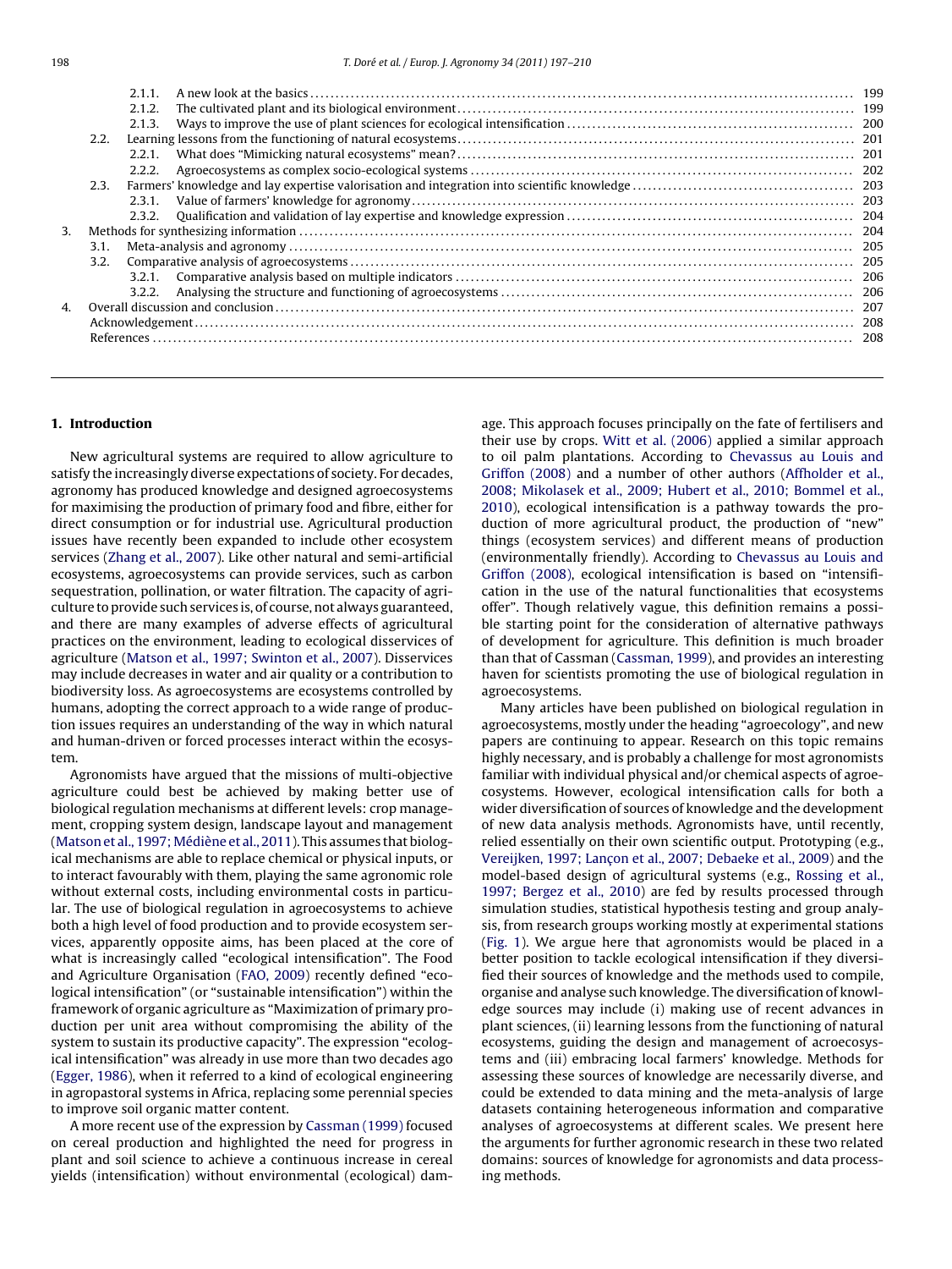2.1.1. A new look at the basics ..... 199
2.1.2. The cultivated plant and its biological environment ..... 199
2.1.3. Ways to improve the use of plant sciences for ecological intensification ..... 200
2.2. Learning lessons from the functioning of natural ecosystems ..... 201
2.2.1. What does "Mimicking natural ecosystems" mean? ..... 201
2.2.2. Agroecosystems as complex socio-ecological systems ..... 202
2.3. Farmers' knowledge and lay expertise valorisation and integration into scientific knowledge ..... 203
2.3.1. Value of farmers' knowledge for agronomy ..... 203
2.3.2. Qualification and validation of lay expertise and knowledge expression ..... 204
3. Methods for synthesizing information ..... 204
3.1. Meta-analysis and agronomy ..... 205
3.2. Comparative analysis of agroecosystems ..... 205
3.2.1. Comparative analysis based on multiple indicators ..... 206
3.2.2. Analysing the structure and functioning of agroecosystems ..... 206
4. Overall discussion and conclusion ..... 207
Acknowledgement ..... 208
References ..... 208

## 1. Introduction

New agricultural systems are required to allow agriculture to satisfy the increasingly diverse expectations of society. For decades, agronomy has produced knowledge and designed agroecosystems for maximising the production of primary food and fibre, either for direct consumption or for industrial use. Agricultural production issues have recently been expanded to include other ecosystem services (Zhang et al., 2007). Like other natural and semi-artificial ecosystems, agroecosystems can provide services, such as carbon sequestration, pollination, or water filtration. The capacity of agriculture to provide such services is, of course, not always guaranteed, and there are many examples of adverse effects of agricultural practices on the environment, leading to ecological disservices of agriculture (Matson et al., 1997; Swinton et al., 2007). Disservices may include decreases in water and air quality or a contribution to biodiversity loss. As agroecosystems are ecosystems controlled by humans, adopting the correct approach to a wide range of production issues requires an understanding of the way in which natural and human-driven or forced processes interact within the ecosystem.

Agronomists have argued that the missions of multi-objective agriculture could best be achieved by making better use of biological regulation mechanisms at different levels: crop management, cropping system design, landscape layout and management (Matson et al., 1997; Médiène et al., 2011). This assumes that biological mechanisms are able to replace chemical or physical inputs, or to interact favourably with them, playing the same agronomic role without external costs, including environmental costs in particular. The use of biological regulation in agroecosystems to achieve both a high level of food production and to provide ecosystem services, apparently opposite aims, has been placed at the core of what is increasingly called "ecological intensification". The Food and Agriculture Organisation (FAO, 2009) recently defined "ecological intensification" (or "sustainable intensification") within the framework of organic agriculture as "Maximization of primary production per unit area without compromising the ability of the system to sustain its productive capacity". The expression "ecological intensification" was already in use more than two decades ago (Egger, 1986), when it referred to a kind of ecological engineering in agropastoral systems in Africa, replacing some perennial species to improve soil organic matter content.

A more recent use of the expression by Cassman (1999) focused on cereal production and highlighted the need for progress in plant and soil science to achieve a continuous increase in cereal yields (intensification) without environmental (ecological) damage. This approach focuses principally on the fate of fertilisers and their use by crops. Witt et al. (2006) applied a similar approach to oil palm plantations. According to Chevassus au Louis and Griffon (2008) and a number of other authors (Affholder et al., 2008; Mikolasek et al., 2009; Hubert et al., 2010; Bommel et al., 2010), ecological intensification is a pathway towards the production of more agricultural product, the production of "new" things (ecosystem services) and different means of production (environmentally friendly). According to Chevassus au Louis and Griffon (2008), ecological intensification is based on "intensification in the use of the natural functionalities that ecosystems offer". Though relatively vague, this definition remains a possible starting point for the consideration of alternative pathways of development for agriculture. This definition is much broader than that of Cassman (Cassman, 1999), and provides an interesting haven for scientists promoting the use of biological regulation in agroecosystems.

Many articles have been published on biological regulation in agroecosystems, mostly under the heading "agroecology", and new papers are continuing to appear. Research on this topic remains highly necessary, and is probably a challenge for most agronomists familiar with individual physical and/or chemical aspects of agroecosystems. However, ecological intensification calls for both a wider diversification of sources of knowledge and the development of new data analysis methods. Agronomists have, until recently, relied essentially on their own scientific output. Prototyping (e.g., Vereijken, 1997; Lançon et al., 2007; Debaeke et al., 2009) and the model-based design of agricultural systems (e.g., Rossing et al., 1997; Bergez et al., 2010) are fed by results processed through simulation studies, statistical hypothesis testing and group analysis, from research groups working mostly at experimental stations (Fig. 1). We argue here that agronomists would be placed in a better position to tackle ecological intensification if they diversified their sources of knowledge and the methods used to compile, organise and analyse such knowledge. The diversification of knowledge sources may include (i) making use of recent advances in plant sciences, (ii) learning lessons from the functioning of natural ecosystems, guiding the design and management of acroecosystems and (iii) embracing local farmers' knowledge. Methods for assessing these sources of knowledge are necessarily diverse, and could be extended to data mining and the meta-analysis of large datasets containing heterogeneous information and comparative analyses of agroecosystems at different scales. We present here the arguments for further agronomic research in these two related domains: sources of knowledge for agronomists and data processing methods.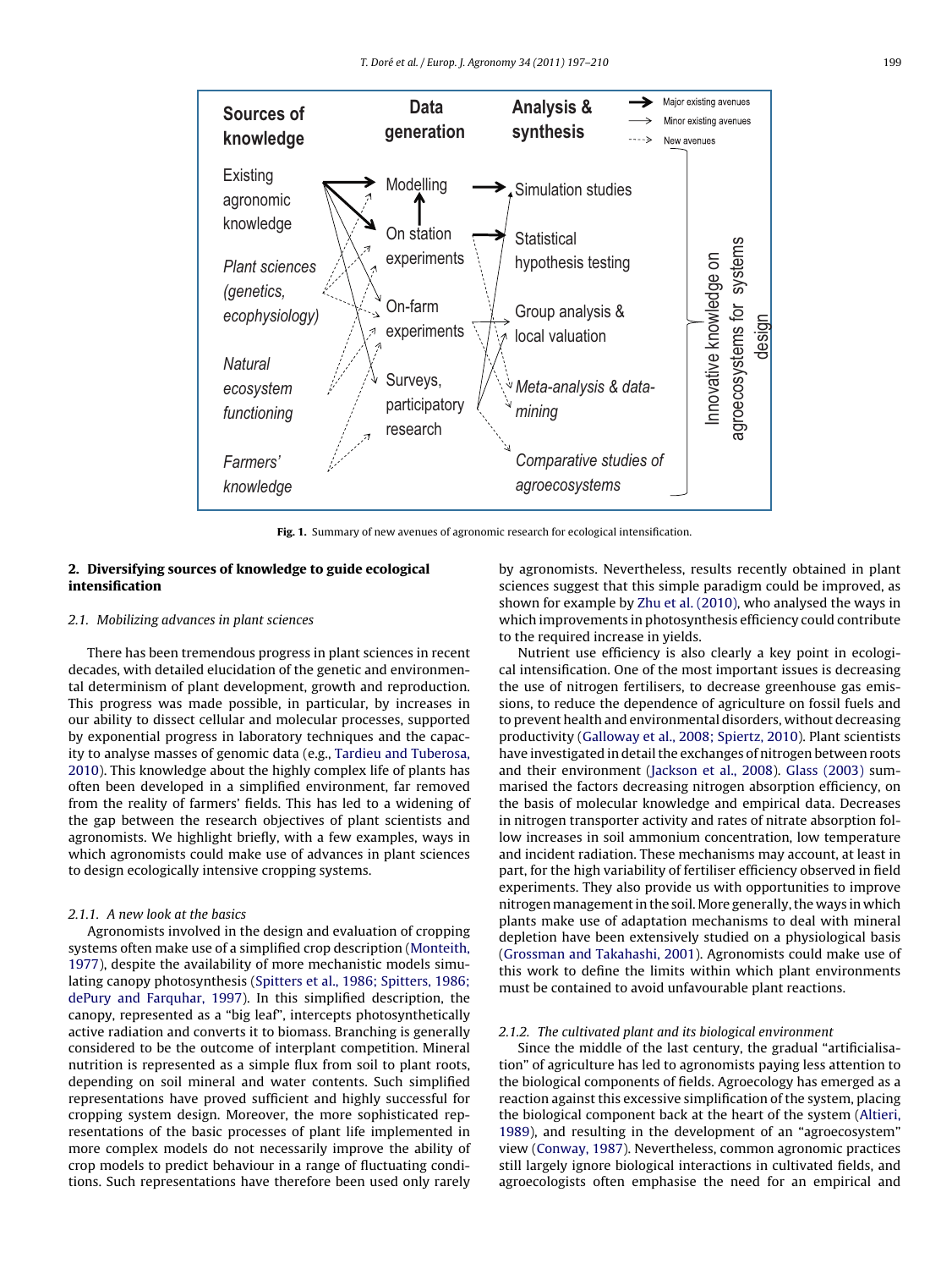Sources of knowledge

Data generation

Analysis & synthesis

Major existing avenues

Minor existing avenues

New avenues

Existing agronomic knowledge

*Plant sciences (genetics, ecophysiology)*

*Natural ecosystem functioning*

*Farmers' knowledge*

Modelling

On station experiments

On-farm experiments

Surveys, participatory research

Simulation studies

Statistical hypothesis testing

Group analysis & local valuation

*Meta-analysis & data-mining*

*Comparative studies of agroecosystems*

Innovative knowledge on agroecosystems for systems design

**Fig. 1.** Summary of new avenues of agronomic research for ecological intensification.

## 2. Diversifying sources of knowledge to guide ecological intensification

### *2.1. Mobilizing advances in plant sciences*

There has been tremendous progress in plant sciences in recent decades, with detailed elucidation of the genetic and environmental determinism of plant development, growth and reproduction. This progress was made possible, in particular, by increases in our ability to dissect cellular and molecular processes, supported by exponential progress in laboratory techniques and the capacity to analyse masses of genomic data (e.g., Tardieu and Tuberosa, 2010). This knowledge about the highly complex life of plants has often been developed in a simplified environment, far removed from the reality of farmers' fields. This has led to a widening of the gap between the research objectives of plant scientists and agronomists. We highlight briefly, with a few examples, ways in which agronomists could make use of advances in plant sciences to design ecologically intensive cropping systems.

#### *2.1.1. A new look at the basics*

Agronomists involved in the design and evaluation of cropping systems often make use of a simplified crop description (Monteith, 1977), despite the availability of more mechanistic models simulating canopy photosynthesis (Spitters et al., 1986; Spitters, 1986; dePury and Farquhar, 1997). In this simplified description, the canopy, represented as a "big leaf", intercepts photosynthetically active radiation and converts it to biomass. Branching is generally considered to be the outcome of interplant competition. Mineral nutrition is represented as a simple flux from soil to plant roots, depending on soil mineral and water contents. Such simplified representations have proved sufficient and highly successful for cropping system design. Moreover, the more sophisticated representations of the basic processes of plant life implemented in more complex models do not necessarily improve the ability of crop models to predict behaviour in a range of fluctuating conditions. Such representations have therefore been used only rarely by agronomists. Nevertheless, results recently obtained in plant sciences suggest that this simple paradigm could be improved, as shown for example by Zhu et al. (2010), who analysed the ways in which improvements in photosynthesis efficiency could contribute to the required increase in yields.

Nutrient use efficiency is also clearly a key point in ecological intensification. One of the most important issues is decreasing the use of nitrogen fertilisers, to decrease greenhouse gas emissions, to reduce the dependence of agriculture on fossil fuels and to prevent health and environmental disorders, without decreasing productivity (Galloway et al., 2008; Spiertz, 2010). Plant scientists have investigated in detail the exchanges of nitrogen between roots and their environment (Jackson et al., 2008). Glass (2003) summarised the factors decreasing nitrogen absorption efficiency, on the basis of molecular knowledge and empirical data. Decreases in nitrogen transporter activity and rates of nitrate absorption follow increases in soil ammonium concentration, low temperature and incident radiation. These mechanisms may account, at least in part, for the high variability of fertiliser efficiency observed in field experiments. They also provide us with opportunities to improve nitrogen management in the soil. More generally, the ways in which plants make use of adaptation mechanisms to deal with mineral depletion have been extensively studied on a physiological basis (Grossman and Takahashi, 2001). Agronomists could make use of this work to define the limits within which plant environments must be contained to avoid unfavourable plant reactions.

#### *2.1.2. The cultivated plant and its biological environment*

Since the middle of the last century, the gradual "artificialisation" of agriculture has led to agronomists paying less attention to the biological components of fields. Agroecology has emerged as a reaction against this excessive simplification of the system, placing the biological component back at the heart of the system (Altieri, 1989), and resulting in the development of an "agroecosystem" view (Conway, 1987). Nevertheless, common agronomic practices still largely ignore biological interactions in cultivated fields, and agroecologists often emphasise the need for an empirical and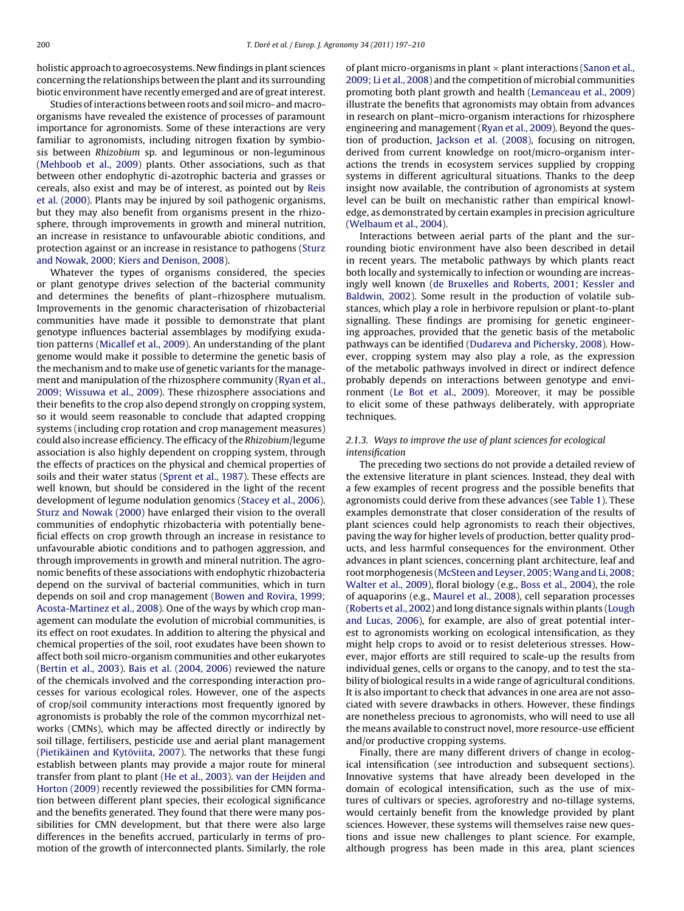holistic approach to agroecosystems. New findings in plant sciences concerning the relationships between the plant and its surrounding biotic environment have recently emerged and are of great interest.

Studies of interactions between roots and soil micro- and macro-organisms have revealed the existence of processes of paramount importance for agronomists. Some of these interactions are very familiar to agronomists, including nitrogen fixation by symbiosis between *Rhizobium* sp. and leguminous or non-leguminous (Mehboob et al., 2009) plants. Other associations, such as that between other endophytic di-azotrophic bacteria and grasses or cereals, also exist and may be of interest, as pointed out by Reis et al. (2000). Plants may be injured by soil pathogenic organisms, but they may also benefit from organisms present in the rhizosphere, through improvements in growth and mineral nutrition, an increase in resistance to unfavourable abiotic conditions, and protection against or an increase in resistance to pathogens (Sturz and Nowak, 2000; Kiers and Denison, 2008).

Whatever the types of organisms considered, the species or plant genotype drives selection of the bacterial community and determines the benefits of plant–rhizosphere mutualism. Improvements in the genomic characterisation of rhizobacterial communities have made it possible to demonstrate that plant genotype influences bacterial assemblages by modifying exudation patterns (Micallef et al., 2009). An understanding of the plant genome would make it possible to determine the genetic basis of the mechanism and to make use of genetic variants for the management and manipulation of the rhizosphere community (Ryan et al., 2009; Wissuwa et al., 2009). These rhizosphere associations and their benefits to the crop also depend strongly on cropping system, so it would seem reasonable to conclude that adapted cropping systems (including crop rotation and crop management measures) could also increase efficiency. The efficacy of the *Rhizobium*/legume association is also highly dependent on cropping system, through the effects of practices on the physical and chemical properties of soils and their water status (Sprent et al., 1987). These effects are well known, but should be considered in the light of the recent development of legume nodulation genomics (Stacey et al., 2006). Sturz and Nowak (2000) have enlarged their vision to the overall communities of endophytic rhizobacteria with potentially beneficial effects on crop growth through an increase in resistance to unfavourable abiotic conditions and to pathogen aggression, and through improvements in growth and mineral nutrition. The agronomic benefits of these associations with endophytic rhizobacteria depend on the survival of bacterial communities, which in turn depends on soil and crop management (Bowen and Rovira, 1999; Acosta-Martinez et al., 2008). One of the ways by which crop management can modulate the evolution of microbial communities, is its effect on root exudates. In addition to altering the physical and chemical properties of the soil, root exudates have been shown to affect both soil micro-organism communities and other eukaryotes (Bertin et al., 2003). Bais et al. (2004, 2006) reviewed the nature of the chemicals involved and the corresponding interaction processes for various ecological roles. However, one of the aspects of crop/soil community interactions most frequently ignored by agronomists is probably the role of the common mycorrhizal networks (CMNs), which may be affected directly or indirectly by soil tillage, fertilisers, pesticide use and aerial plant management (Pietikäinen and Kytöviita, 2007). The networks that these fungi establish between plants may provide a major route for mineral transfer from plant to plant (He et al., 2003). van der Heijden and Horton (2009) recently reviewed the possibilities for CMN formation between different plant species, their ecological significance and the benefits generated. They found that there were many possibilities for CMN development, but that there were also large differences in the benefits accrued, particularly in terms of promotion of the growth of interconnected plants. Similarly, the role of plant micro-organisms in plant × plant interactions (Sanon et al., 2009; Li et al., 2008) and the competition of microbial communities promoting both plant growth and health (Lemanceau et al., 2009) illustrate the benefits that agronomist may obtain from advances in research on plant–micro-organism interactions for rhizosphere engineering and management (Ryan et al., 2009). Beyond the question of production, Jackson et al. (2008), focusing on nitrogen, derived from current knowledge on root/micro-organism interactions the trends in ecosystem services supplied by cropping systems in different agricultural situations. Thanks to the deep insight now available, the contribution of agronomists at system level can be built on mechanistic rather than empirical knowledge, as demonstrated by certain examples in precision agriculture (Welbaum et al., 2004).

Interactions between aerial parts of the plant and the surrounding biotic environment have also been described in detail in recent years. The metabolic pathways by which plants react both locally and systemically to infection or wounding are increasingly well known (de Bruxelles and Roberts, 2001; Kessler and Baldwin, 2002). Some result in the production of volatile substances, which play a role in herbivore repulsion or plant-to-plant signalling. These findings are promising for genetic engineering approaches, provided that the genetic basis of the metabolic pathways can be identified (Dudareva and Pichersky, 2008). However, cropping system may also play a role, as the expression of the metabolic pathways involved in direct or indirect defence probably depends on interactions between genotype and environment (Le Bot et al., 2009). Moreover, it may be possible to elicit some of these pathways deliberately, with appropriate techniques.

### 2.1.3. Ways to improve the use of plant sciences for ecological intensification

The preceding two sections do not provide a detailed review of the extensive literature in plant sciences. Instead, they deal with a few examples of recent progress and the possible benefits that agronomists could derive from these advances (see Table 1). These examples demonstrate that closer consideration of the results of plant sciences could help agronomists to reach their objectives, paving the way for higher levels of production, better quality products, and less harmful consequences for the environment. Other advances in plant sciences, concerning plant architecture, leaf and root morphogenesis (McSteen and Leyser, 2005; Wang and Li, 2008; Walter et al., 2009), floral biology (e.g., Boss et al., 2004), the role of aquaporins (e.g., Maurel et al., 2008), cell separation processes (Roberts et al., 2002) and long distance signals within plants (Lough and Lucas, 2006), for example, are also of great potential interest to agronomists working on ecological intensification, as they might help crops to avoid or to resist deleterious stresses. However, major efforts are still required to scale-up the results from individual genes, cells or organs to the canopy, and to test the stability of biological results in a wide range of agricultural conditions. It is also important to check that advances in one area are not associated with severe drawbacks in others. However, these findings are nonetheless precious to agronomists, who will need to use all the means available to construct novel, more resource-use efficient and/or productive cropping systems.

Finally, there are many different drivers of change in ecological intensification (see introduction and subsequent sections). Innovative systems that have already been developed in the domain of ecological intensification, such as the use of mixtures of cultivars or species, agroforestry and no-tillage systems, would certainly benefit from the knowledge provided by plant sciences. However, these systems will themselves raise new questions and issue new challenges to plant science. For example, although progress has been made in this area, plant sciences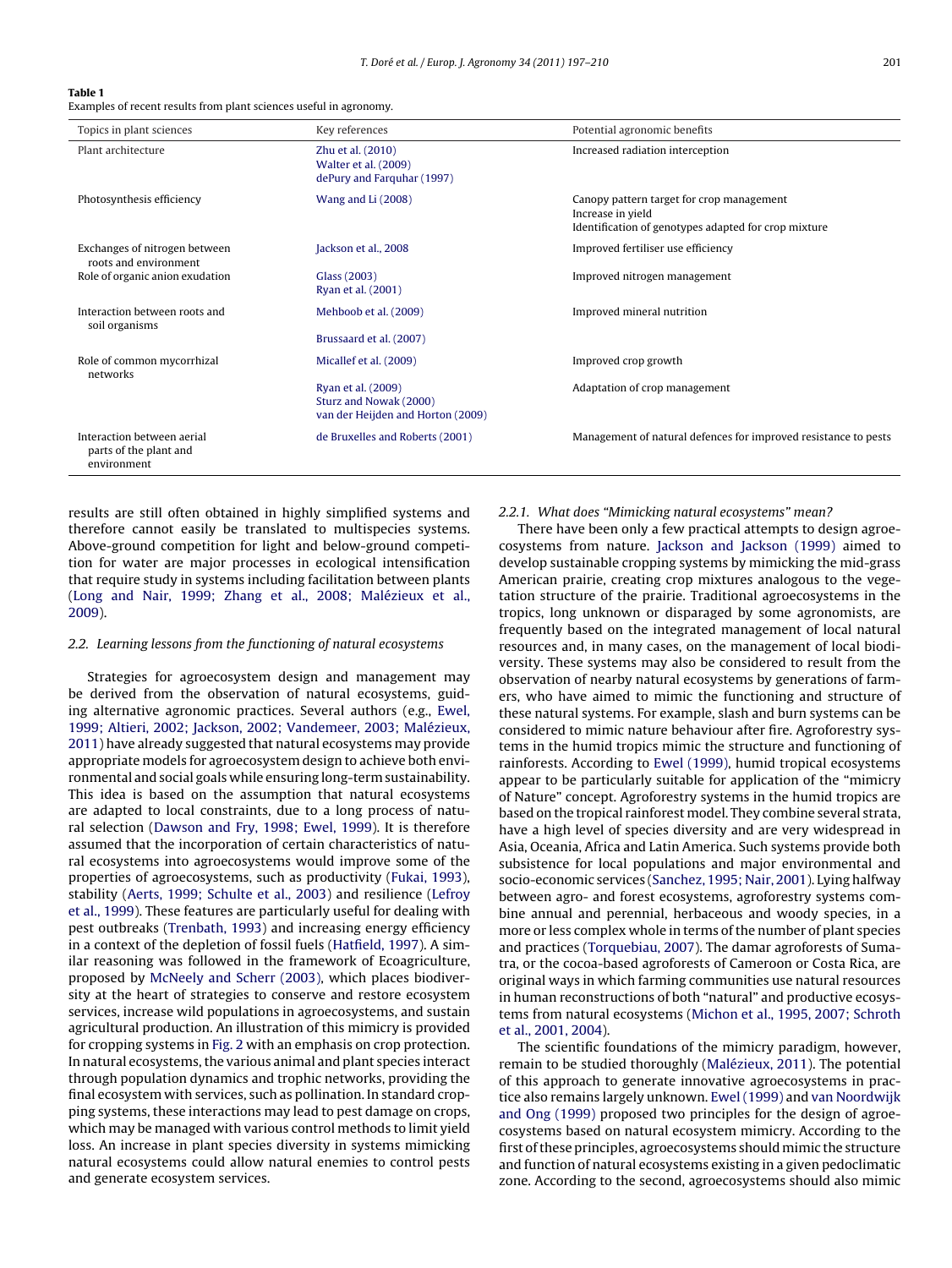**Table 1**
Examples of recent results from plant sciences useful in agronomy.

| Topics in plant sciences | Key references | Potential agronomic benefits |
|---|---|---|
| Plant architecture | Zhu et al. (2010)<br>Walter et al. (2009)<br>dePury and Farquhar (1997) | Increased radiation interception |
| Photosynthesis efficiency | Wang and Li (2008) | Canopy pattern target for crop management<br>Increase in yield<br>Identification of genotypes adapted for crop mixture |
| Exchanges of nitrogen between roots and environment | Jackson et al., 2008 | Improved fertiliser use efficiency |
| Role of organic anion exudation | Glass (2003)<br>Ryan et al. (2001) | Improved nitrogen management |
| Interaction between roots and soil organisms | Mehboob et al. (2009) | Improved mineral nutrition |
| | Brussaard et al. (2007) | |
| Role of common mycorrhizal networks | Micallef et al. (2009) | Improved crop growth |
| | Ryan et al. (2009)<br>Sturz and Nowak (2000)<br>van der Heijden and Horton (2009) | Adaptation of crop management |
| Interaction between aerial parts of the plant and environment | de Bruxelles and Roberts (2001) | Management of natural defences for improved resistance to pests |

results are still often obtained in highly simplified systems and therefore cannot easily be translated to multispecies systems. Above-ground competition for light and below-ground competition for water are major processes in ecological intensification that require study in systems including facilitation between plants (Long and Nair, 1999; Zhang et al., 2008; Malézieux et al., 2009).

### 2.2. Learning lessons from the functioning of natural ecosystems

Strategies for agroecosystem design and management may be derived from the observation of natural ecosystems, guiding alternative agronomic practices. Several authors (e.g., Ewel, 1999; Altieri, 2002; Jackson, 2002; Vandemeer, 2003; Malézieux, 2011) have already suggested that natural ecosystems may provide appropriate models for agroecosystem design to achieve both environmental and social goals while ensuring long-term sustainability. This idea is based on the assumption that natural ecosystems are adapted to local constraints, due to a long process of natural selection (Dawson and Fry, 1998; Ewel, 1999). It is therefore assumed that the incorporation of certain characteristics of natural ecosystems into agroecosystems would improve some of the properties of agroecosystems, such as productivity (Fukai, 1993), stability (Aerts, 1999; Schulte et al., 2003) and resilience (Lefroy et al., 1999). These features are particularly useful for dealing with pest outbreaks (Trenbath, 1993) and increasing energy efficiency in a context of the depletion of fossil fuels (Hatfield, 1997). A similar reasoning was followed in the framework of Ecoagriculture, proposed by McNeely and Scherr (2003), which places biodiversity at the heart of strategies to conserve and restore ecosystem services, increase wild populations in agroecosystems, and sustain agricultural production. An illustration of this mimicry is provided for cropping systems in Fig. 2 with an emphasis on crop protection. In natural ecosystems, the various animal and plant species interact through population dynamics and trophic networks, providing the final ecosystem with services, such as pollination. In standard cropping systems, these interactions may lead to pest damage on crops, which may be managed with various control methods to limit yield loss. An increase in plant species diversity in systems mimicking natural ecosystems could allow natural enemies to control pests and generate ecosystem services.

#### 2.2.1. What does "Mimicking natural ecosystems" mean?

There have been only a few practical attempts to design agroecosystems from nature. Jackson and Jackson (1999) aimed to develop sustainable cropping systems by mimicking the mid-grass American prairie, creating crop mixtures analogous to the vegetation structure of the prairie. Traditional agroecosystems in the tropics, long unknown or disparaged by some agronomists, are frequently based on the integrated management of local natural resources and, in many cases, on the management of local biodiversity. These systems may also be considered to result from the observation of nearby natural ecosystems by generations of farmers, who have aimed to mimic the functioning and structure of these natural systems. For example, slash and burn systems can be considered to mimic nature behaviour after fire. Agroforestry systems in the humid tropics mimic the structure and functioning of rainforests. According to Ewel (1999), humid tropical ecosystems appear to be particularly suitable for application of the "mimicry of Nature" concept. Agroforestry systems in the humid tropics are based on the tropical rainforest model. They combine several strata, have a high level of species diversity and are very widespread in Asia, Oceania, Africa and Latin America. Such systems provide both subsistence for local populations and major environmental and socio-economic services (Sanchez, 1995; Nair, 2001). Lying halfway between agro- and forest ecosystems, agroforestry systems combine annual and perennial, herbaceous and woody species, in a more or less complex whole in terms of the number of plant species and practices (Torquebiau, 2007). The damar agroforests of Sumatra, or the cocoa-based agroforests of Cameroon or Costa Rica, are original ways in which farming communities use natural resources in human reconstructions of both "natural" and productive ecosystems from natural ecosystems (Michon et al., 1995, 2007; Schroth et al., 2001, 2004).

The scientific foundations of the mimicry paradigm, however, remain to be studied thoroughly (Malézieux, 2011). The potential of this approach to generate innovative agroecosystems in practice also remains largely unknown. Ewel (1999) and van Noordwijk and Ong (1999) proposed two principles for the design of agroecosystems based on natural ecosystem mimicry. According to the first of these principles, agroecosystems should mimic the structure and function of natural ecosystems existing in a given pedoclimatic zone. According to the second, agroecosystems should also mimic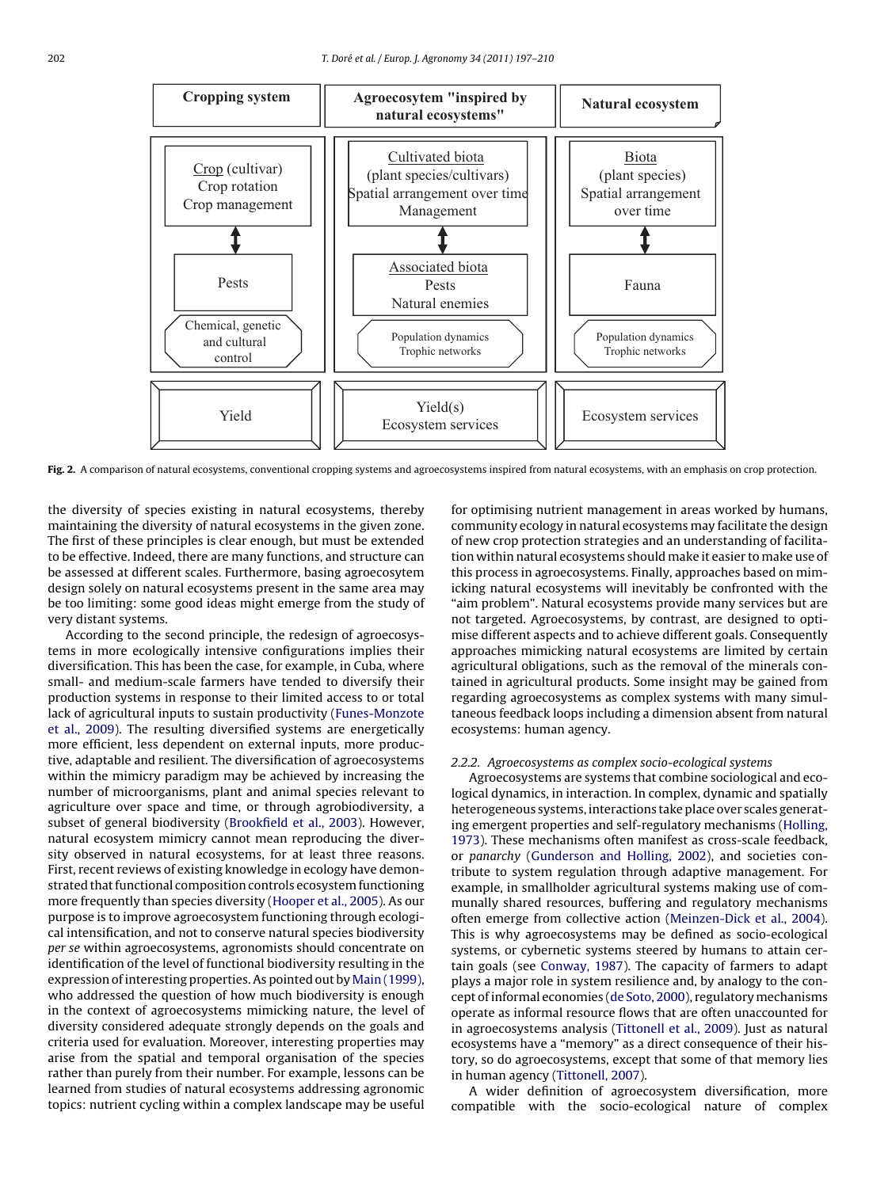Cropping system

Crop (cultivar)
Crop rotation
Crop management

Pests

Chemical, genetic and cultural control

Yield

Agroecosytem "inspired by natural ecosystems"

Cultivated biota
(plant species/cultivars)
Spatial arrangement over time
Management

Associated biota
Pests
Natural enemies

Population dynamics
Trophic networks

Yield(s)
Ecosystem services

Natural ecosystem

Biota
(plant species)
Spatial arrangement over time

Fauna

Population dynamics
Trophic networks

Ecosystem services

**Fig. 2.** A comparison of natural ecosystems, conventional cropping systems and agroecosystems inspired from natural ecosystems, with an emphasis on crop protection.

the diversity of species existing in natural ecosystems, thereby maintaining the diversity of natural ecosystems in the given zone. The first of these principles is clear enough, but must be extended to be effective. Indeed, there are many functions, and structure can be assessed at different scales. Furthermore, basing agroecosytem design solely on natural ecosystems present in the same area may be too limiting: some good ideas might emerge from the study of very distant systems.

According to the second principle, the redesign of agroecosystems in more ecologically intensive configurations implies their diversification. This has been the case, for example, in Cuba, where small- and medium-scale farmers have tended to diversify their production systems in response to their limited access to or total lack of agricultural inputs to sustain productivity (Funes-Monzote et al., 2009). The resulting diversified systems are energetically more efficient, less dependent on external inputs, more productive, adaptable and resilient. The diversification of agroecosystems within the mimicry paradigm may be achieved by increasing the number of microorganisms, plant and animal species relevant to agriculture over space and time, or through agrobiodiversity, a subset of general biodiversity (Brookfield et al., 2003). However, natural ecosystem mimicry cannot mean reproducing the diversity observed in natural ecosystems, for at least three reasons. First, recent reviews of existing knowledge in ecology have demonstrated that functional composition controls ecosystem functioning more frequently than species diversity (Hooper et al., 2005). As our purpose is to improve agroecosystem functioning through ecological intensification, and not to conserve natural species biodiversity *per se* within agroecosystems, agronomists should concentrate on identification of the level of functional biodiversity resulting in the expression of interesting properties. As pointed out by Main (1999), who addressed the question of how much biodiversity is enough in the context of agroecosystems mimicking nature, the level of diversity considered adequate strongly depends on the goals and criteria used for evaluation. Moreover, interesting properties may arise from the spatial and temporal organisation of the species rather than purely from their number. For example, lessons can be learned from studies of natural ecosystems addressing agronomic topics: nutrient cycling within a complex landscape may be useful for optimising nutrient management in areas worked by humans, community ecology in natural ecosystems may facilitate the design of new crop protection strategies and an understanding of facilitation within natural ecosystems should make it easier to make use of this process in agroecosystems. Finally, approaches based on mimicking natural ecosystems will inevitably be confronted with the "aim problem". Natural ecosystems provide many services but are not targeted. Agroecosystems, by contrast, are designed to optimise different aspects and to achieve different goals. Consequently approaches mimicking natural ecosystems are limited by certain agricultural obligations, such as the removal of the minerals contained in agricultural products. Some insight may be gained from regarding agroecosystems as complex systems with many simultaneous feedback loops including a dimension absent from natural ecosystems: human agency.

### 2.2.2. Agroecosystems as complex socio-ecological systems

Agroecosystems are systems that combine sociological and ecological dynamics, in interaction. In complex, dynamic and spatially heterogeneous systems, interactions take place over scales generating emergent properties and self-regulatory mechanisms (Holling, 1973). These mechanisms often manifest as cross-scale feedback, or *panarchy* (Gunderson and Holling, 2002), and societies contribute to system regulation through adaptive management. For example, in smallholder agricultural systems making use of communally shared resources, buffering and regulatory mechanisms often emerge from collective action (Meinzen-Dick et al., 2004). This is why agroecosystems may be defined as socio-ecological systems, or cybernetic systems steered by humans to attain certain goals (see Conway, 1987). The capacity of farmers to adapt plays a major role in system resilience and, by analogy to the concept of informal economies (de Soto, 2000), regulatory mechanisms operate as informal resource flows that are often unaccounted for in agroecosystems analysis (Tittonell et al., 2009). Just as natural ecosystems have a "memory" as a direct consequence of their history, so do agroecosystems, except that some of that memory lies in human agency (Tittonell, 2007).

A wider definition of agroecosystem diversification, more compatible with the socio-ecological nature of complex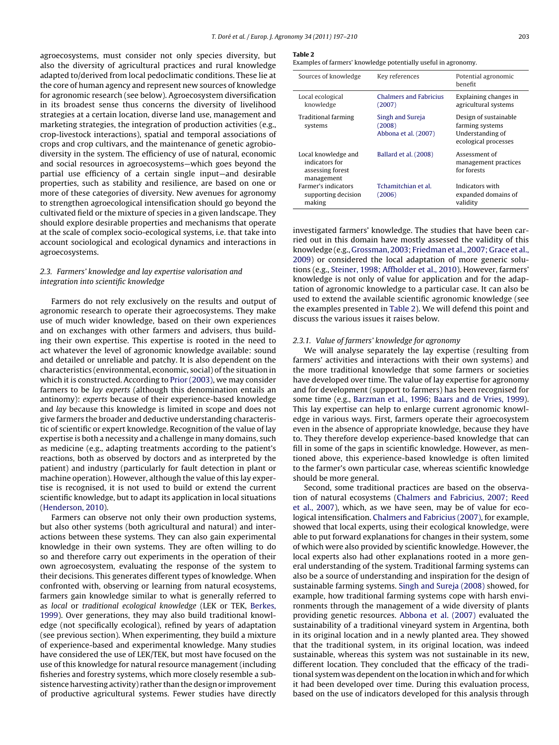agroecosystems, must consider not only species diversity, but also the diversity of agricultural practices and rural knowledge adapted to/derived from local pedoclimatic conditions. These lie at the core of human agency and represent new sources of knowledge for agronomic research (see below). Agroecosystem diversification in its broadest sense thus concerns the diversity of livelihood strategies at a certain location, diverse land use, management and marketing strategies, the integration of production activities (e.g., crop-livestock interactions), spatial and temporal associations of crops and crop cultivars, and the maintenance of genetic agrobiodiversity in the system. The efficiency of use of natural, economic and social resources in agroecosystems—which goes beyond the partial use efficiency of a certain single input—and desirable properties, such as stability and resilience, are based on one or more of these categories of diversity. New avenues for agronomy to strengthen agroecological intensification should go beyond the cultivated field or the mixture of species in a given landscape. They should explore desirable properties and mechanisms that operate at the scale of complex socio-ecological systems, i.e. that take into account sociological and ecological dynamics and interactions in agroecosystems.

### 2.3. Farmers' knowledge and lay expertise valorisation and integration into scientific knowledge

Farmers do not rely exclusively on the results and output of agronomic research to operate their agroecosystems. They make use of much wider knowledge, based on their own experiences and on exchanges with other farmers and advisers, thus building their own expertise. This expertise is rooted in the need to act whatever the level of agronomic knowledge available: sound and detailed or unreliable and patchy. It is also dependent on the characteristics (environmental, economic, social) of the situation in which it is constructed. According to Prior (2003), we may consider farmers to be *lay experts* (although this denomination entails an antinomy): *experts* because of their experience-based knowledge and *lay* because this knowledge is limited in scope and does not give farmers the broader and deductive understanding characteristic of scientific or expert knowledge. Recognition of the value of lay expertise is both a necessity and a challenge in many domains, such as medicine (e.g., adapting treatments according to the patient's reactions, both as observed by doctors and as interpreted by the patient) and industry (particularly for fault detection in plant or machine operation). However, although the value of this lay expertise is recognised, it is not used to build or extend the current scientific knowledge, but to adapt its application in local situations (Henderson, 2010).

Farmers can observe not only their own production systems, but also other systems (both agricultural and natural) and interactions between these systems. They can also gain experimental knowledge in their own systems. They are often willing to do so and therefore carry out experiments in the operation of their own agroecosystem, evaluating the response of the system to their decisions. This generates different types of knowledge. When confronted with, observing or learning from natural ecosystems, farmers gain knowledge similar to what is generally referred to as *local* or *traditional ecological knowledge* (LEK or TEK, Berkes, 1999). Over generations, they may also build traditional knowledge (not specifically ecological), refined by years of adaptation (see previous section). When experimenting, they build a mixture of experience-based and experimental knowledge. Many studies have considered the use of LEK/TEK, but most have focused on the use of this knowledge for natural resource management (including fisheries and forestry systems, which more closely resemble a subsistence harvesting activity) rather than the design or improvement of productive agricultural systems. Fewer studies have directly investigated farmers' knowledge. The studies that have been carried out in this domain have mostly assessed the validity of this knowledge (e.g., Grossman, 2003; Friedman et al., 2007; Grace et al., 2009) or considered the local adaptation of more generic solutions (e.g., Steiner, 1998; Affholder et al., 2010). However, farmers' knowledge is not only of value for application and for the adaptation of agronomic knowledge to a particular case. It can also be used to extend the available scientific agronomic knowledge (see the examples presented in Table 2). We will defend this point and discuss the various issues it raises below.

**Table 2**
Examples of farmers' knowledge potentially useful in agronomy.

| Sources of knowledge | Key references | Potential agronomic benefit |
|---|---|---|
| Local ecological knowledge | Chalmers and Fabricius (2007) | Explaining changes in agricultural systems |
| Traditional farming systems | Singh and Sureja (2008)<br>Abbona et al. (2007) | Design of sustainable farming systems<br>Understanding of ecological processes |
| Local knowledge and indicators for assessing forest management | Ballard et al. (2008) | Assessment of management practices for forests |
| Farmer's indicators supporting decision making | Tchamitchian et al. (2006) | Indicators with expanded domains of validity |

#### 2.3.1. Value of farmers' knowledge for agronomy

We will analyse separately the lay expertise (resulting from farmers' activities and interactions with their own systems) and the more traditional knowledge that some farmers or societies have developed over time. The value of lay expertise for agronomy and for development (support to farmers) has been recognised for some time (e.g., Barzman et al., 1996; Baars and de Vries, 1999). This lay expertise can help to enlarge current agronomic knowledge in various ways. First, farmers operate their agroecosystem even in the absence of appropriate knowledge, because they have to. They therefore develop experience-based knowledge that can fill in some of the gaps in scientific knowledge. However, as mentioned above, this experience-based knowledge is often limited to the farmer's own particular case, whereas scientific knowledge should be more general.

Second, some traditional practices are based on the observation of natural ecosystems (Chalmers and Fabricius, 2007; Reed et al., 2007), which, as we have seen, may be of value for ecological intensification. Chalmers and Fabricius (2007), for example, showed that local experts, using their ecological knowledge, were able to put forward explanations for changes in their system, some of which were also provided by scientific knowledge. However, the local experts also had other explanations rooted in a more general understanding of the system. Traditional farming systems can also be a source of understanding and inspiration for the design of sustainable farming systems. Singh and Sureja (2008) showed, for example, how traditional farming systems cope with harsh environments through the management of a wide diversity of plants providing genetic resources. Abbona et al. (2007) evaluated the sustainability of a traditional vineyard system in Argentina, both in its original location and in a newly planted area. They showed that the traditional system, in its original location, was indeed sustainable, whereas this system was not sustainable in its new, different location. They concluded that the efficacy of the traditional system was dependent on the location in which and for which it had been developed over time. During this evaluation process, based on the use of indicators developed for this analysis through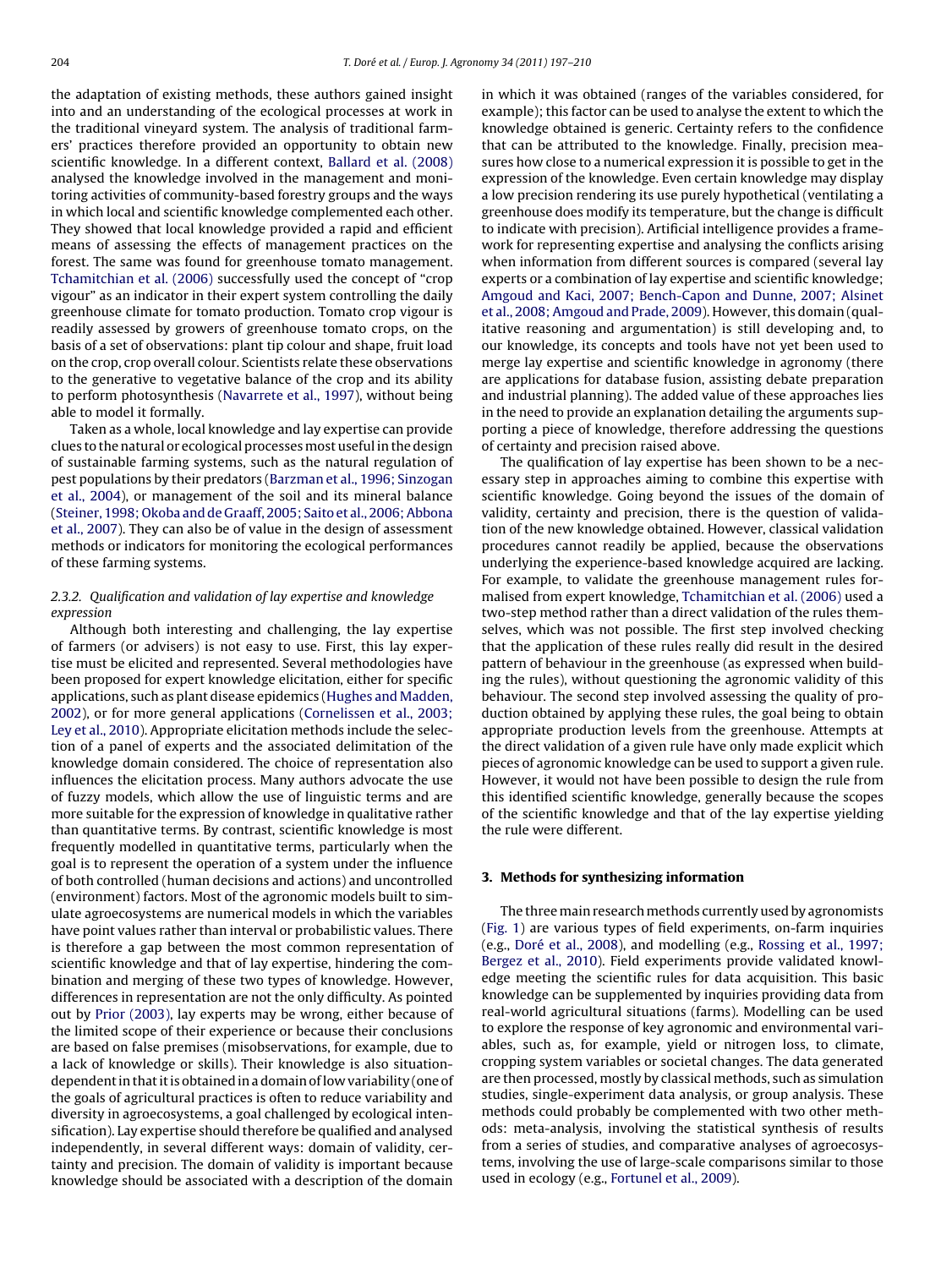the adaptation of existing methods, these authors gained insight into and an understanding of the ecological processes at work in the traditional vineyard system. The analysis of traditional farmers' practices therefore provided an opportunity to obtain new scientific knowledge. In a different context, Ballard et al. (2008) analysed the knowledge involved in the management and monitoring activities of community-based forestry groups and the ways in which local and scientific knowledge complemented each other. They showed that local knowledge provided a rapid and efficient means of assessing the effects of management practices on the forest. The same was found for greenhouse tomato management. Tchamitchian et al. (2006) successfully used the concept of "crop vigour" as an indicator in their expert system controlling the daily greenhouse climate for tomato production. Tomato crop vigour is readily assessed by growers of greenhouse tomato crops, on the basis of a set of observations: plant tip colour and shape, fruit load on the crop, crop overall colour. Scientists relate these observations to the generative to vegetative balance of the crop and its ability to perform photosynthesis (Navarrete et al., 1997), without being able to model it formally.

Taken as a whole, local knowledge and lay expertise can provide clues to the natural or ecological processes most useful in the design of sustainable farming systems, such as the natural regulation of pest populations by their predators (Barzman et al., 1996; Sinzogan et al., 2004), or management of the soil and its mineral balance (Steiner, 1998; Okoba and de Graaff, 2005; Saito et al., 2006; Abbona et al., 2007). They can also be of value in the design of assessment methods or indicators for monitoring the ecological performances of these farming systems.

### 2.3.2. Qualification and validation of lay expertise and knowledge expression

Although both interesting and challenging, the lay expertise of farmers (or advisers) is not easy to use. First, this lay expertise must be elicited and represented. Several methodologies have been proposed for expert knowledge elicitation, either for specific applications, such as plant disease epidemics (Hughes and Madden, 2002), or for more general applications (Cornelissen et al., 2003; Ley et al., 2010). Appropriate elicitation methods include the selection of a panel of experts and the associated delimitation of the knowledge domain considered. The choice of representation also influences the elicitation process. Many authors advocate the use of fuzzy models, which allow the use of linguistic terms and are more suitable for the expression of knowledge in qualitative rather than quantitative terms. By contrast, scientific knowledge is most frequently modelled in quantitative terms, particularly when the goal is to represent the operation of a system under the influence of both controlled (human decisions and actions) and uncontrolled (environment) factors. Most of the agronomic models built to simulate agroecosystems are numerical models in which the variables have point values rather than interval or probabilistic values. There is therefore a gap between the most common representation of scientific knowledge and that of lay expertise, hindering the combination and merging of these two types of knowledge. However, differences in representation are not the only difficulty. As pointed out by Prior (2003), lay experts may be wrong, either because of the limited scope of their experience or because their conclusions are based on false premises (misobservations, for example, due to a lack of knowledge or skills). Their knowledge is also situation-dependent in that it is obtained in a domain of low variability (one of the goals of agricultural practices is often to reduce variability and diversity in agroecosystems, a goal challenged by ecological intensification). Lay expertise should therefore be qualified and analysed independently, in several different ways: domain of validity, certainty and precision. The domain of validity is important because knowledge should be associated with a description of the domain in which it was obtained (ranges of the variables considered, for example); this factor can be used to analyse the extent to which the knowledge obtained is generic. Certainty refers to the confidence that can be attributed to the knowledge. Finally, precision measures how close to a numerical expression it is possible to get in the expression of the knowledge. Even certain knowledge may display a low precision rendering its use purely hypothetical (ventilating a greenhouse does modify its temperature, but the change is difficult to indicate with precision). Artificial intelligence provides a framework for representing expertise and analysing the conflicts arising when information from different sources is compared (several lay experts or a combination of lay expertise and scientific knowledge; Amgoud and Kaci, 2007; Bench-Capon and Dunne, 2007; Alsinet et al., 2008; Amgoud and Prade, 2009). However, this domain (qualitative reasoning and argumentation) is still developing and, to our knowledge, its concepts and tools have not yet been used to merge lay expertise and scientific knowledge in agronomy (there are applications for database fusion, assisting debate preparation and industrial planning). The added value of these approaches lies in the need to provide an explanation detailing the arguments supporting a piece of knowledge, therefore addressing the questions of certainty and precision raised above.

The qualification of lay expertise has been shown to be a necessary step in approaches aiming to combine this expertise with scientific knowledge. Going beyond the issues of the domain of validity, certainty and precision, there is the question of validation of the new knowledge obtained. However, classical validation procedures cannot readily be applied, because the observations underlying the experience-based knowledge acquired are lacking. For example, to validate the greenhouse management rules formalised from expert knowledge, Tchamitchian et al. (2006) used a two-step method rather than a direct validation of the rules themselves, which was not possible. The first step involved checking that the application of these rules really did result in the desired pattern of behaviour in the greenhouse (as expressed when building the rules), without questioning the agronomic validity of this behaviour. The second step involved assessing the quality of production obtained by applying these rules, the goal being to obtain appropriate production levels from the greenhouse. Attempts at the direct validation of a given rule have only made explicit which pieces of agronomic knowledge can be used to support a given rule. However, it would not have been possible to design the rule from this identified scientific knowledge, generally because the scopes of the scientific knowledge and that of the lay expertise yielding the rule were different.

## 3. Methods for synthesizing information

The three main research methods currently used by agronomists (Fig. 1) are various types of field experiments, on-farm inquiries (e.g., Doré et al., 2008), and modelling (e.g., Rossing et al., 1997; Bergez et al., 2010). Field experiments provide validated knowledge meeting the scientific rules for data acquisition. This basic knowledge can be supplemented by inquiries providing data from real-world agricultural situations (farms). Modelling can be used to explore the response of key agronomic and environmental variables, such as, for example, yield or nitrogen loss, to climate, cropping system variables or societal changes. The data generated are then processed, mostly by classical methods, such as simulation studies, single-experiment data analysis, or group analysis. These methods could probably be complemented with two other methods: meta-analysis, involving the statistical synthesis of results from a series of studies, and comparative analyses of agroecosystems, involving the use of large-scale comparisons similar to those used in ecology (e.g., Fortunel et al., 2009).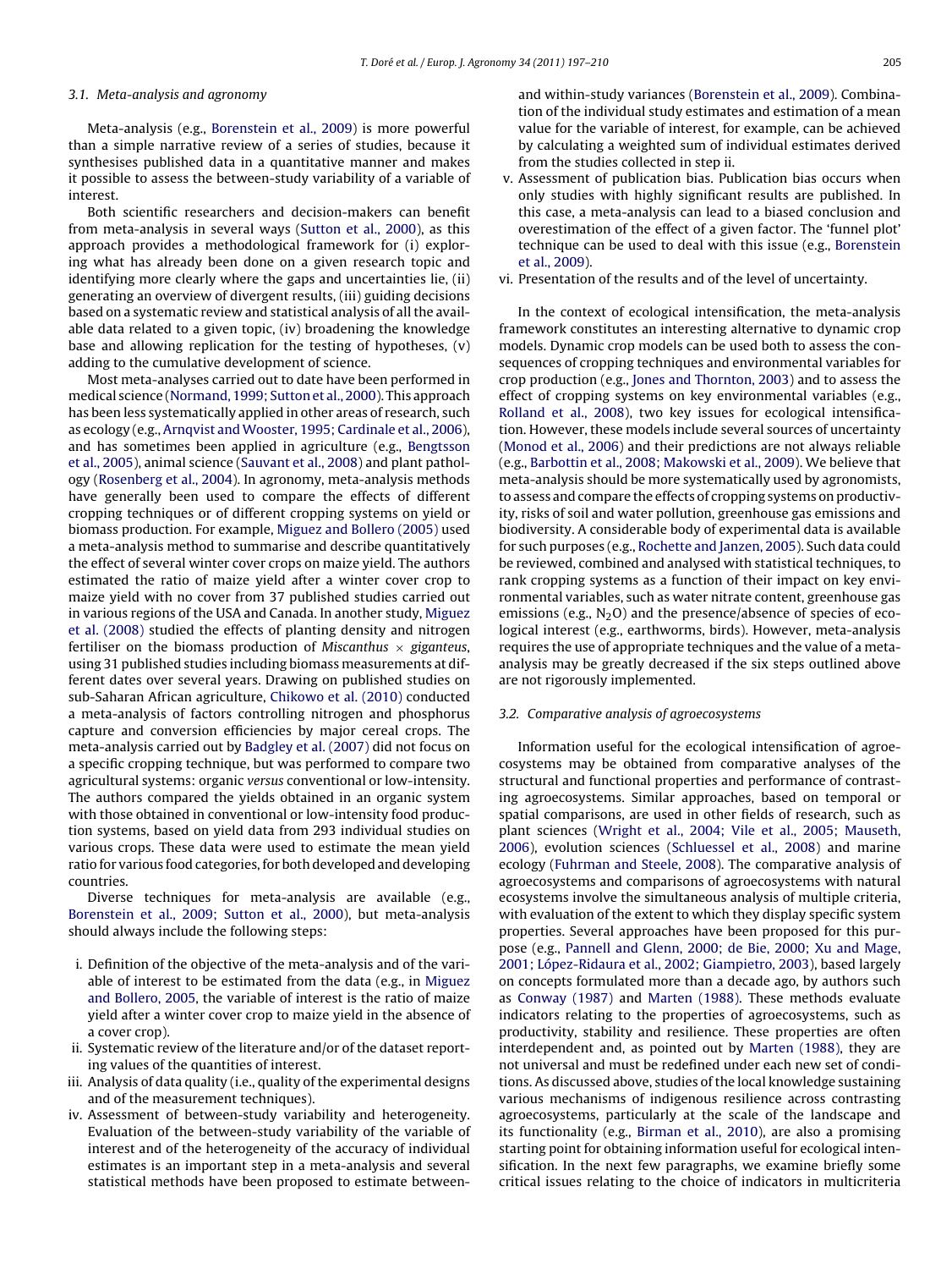### 3.1. Meta-analysis and agronomy

Meta-analysis (e.g., Borenstein et al., 2009) is more powerful than a simple narrative review of a series of studies, because it synthesises published data in a quantitative manner and makes it possible to assess the between-study variability of a variable of interest.

Both scientific researchers and decision-makers can benefit from meta-analysis in several ways (Sutton et al., 2000), as this approach provides a methodological framework for (i) exploring what has already been done on a given research topic and identifying more clearly where the gaps and uncertainties lie, (ii) generating an overview of divergent results, (iii) guiding decisions based on a systematic review and statistical analysis of all the available data related to a given topic, (iv) broadening the knowledge base and allowing replication for the testing of hypotheses, (v) adding to the cumulative development of science.

Most meta-analyses carried out to date have been performed in medical science (Normand, 1999; Sutton et al., 2000). This approach has been less systematically applied in other areas of research, such as ecology (e.g., Arnqvist and Wooster, 1995; Cardinale et al., 2006), and has sometimes been applied in agriculture (e.g., Bengtsson et al., 2005), animal science (Sauvant et al., 2008) and plant pathology (Rosenberg et al., 2004). In agronomy, meta-analysis methods have generally been used to compare the effects of different cropping techniques or of different cropping systems on yield or biomass production. For example, Miguez and Bollero (2005) used a meta-analysis method to summarise and describe quantitatively the effect of several winter cover crops on maize yield. The authors estimated the ratio of maize yield after a winter cover crop to maize yield with no cover from 37 published studies carried out in various regions of the USA and Canada. In another study, Miguez et al. (2008) studied the effects of planting density and nitrogen fertiliser on the biomass production of *Miscanthus* × *giganteus*, using 31 published studies including biomass measurements at different dates over several years. Drawing on published studies on sub-Saharan African agriculture, Chikowo et al. (2010) conducted a meta-analysis of factors controlling nitrogen and phosphorus capture and conversion efficiencies by major cereal crops. The meta-analysis carried out by Badgley et al. (2007) did not focus on a specific cropping technique, but was performed to compare two agricultural systems: organic *versus* conventional or low-intensity. The authors compared the yields obtained in an organic system with those obtained in conventional or low-intensity food production systems, based on yield data from 293 individual studies on various crops. These data were used to estimate the mean yield ratio for various food categories, for both developed and developing countries.

Diverse techniques for meta-analysis are available (e.g., Borenstein et al., 2009; Sutton et al., 2000), but meta-analysis should always include the following steps:

i. Definition of the objective of the meta-analysis and of the variable of interest to be estimated from the data (e.g., in Miguez and Bollero, 2005, the variable of interest is the ratio of maize yield after a winter cover crop to maize yield in the absence of a cover crop).
ii. Systematic review of the literature and/or of the dataset reporting values of the quantities of interest.
iii. Analysis of data quality (i.e., quality of the experimental designs and of the measurement techniques).
iv. Assessment of between-study variability and heterogeneity. Evaluation of the between-study variability of the variable of interest and of the heterogeneity of the accuracy of individual estimates is an important step in a meta-analysis and several statistical methods have been proposed to estimate between- and within-study variances (Borenstein et al., 2009). Combination of the individual study estimates and estimation of a mean value for the variable of interest, for example, can be achieved by calculating a weighted sum of individual estimates derived from the studies collected in step ii.
v. Assessment of publication bias. Publication bias occurs when only studies with highly significant results are published. In this case, a meta-analysis can lead to a biased conclusion and overestimation of the effect of a given factor. The 'funnel plot' technique can be used to deal with this issue (e.g., Borenstein et al., 2009).
vi. Presentation of the results and of the level of uncertainty.

In the context of ecological intensification, the meta-analysis framework constitutes an interesting alternative to dynamic crop models. Dynamic crop models can be used both to assess the consequences of cropping techniques and environmental variables for crop production (e.g., Jones and Thornton, 2003) and to assess the effect of cropping systems on key environmental variables (e.g., Rolland et al., 2008), two key issues for ecological intensification. However, these models include several sources of uncertainty (Monod et al., 2006) and their predictions are not always reliable (e.g., Barbottin et al., 2008; Makowski et al., 2009). We believe that meta-analysis should be more systematically used by agronomists, to assess and compare the effects of cropping systems on productivity, risks of soil and water pollution, greenhouse gas emissions and biodiversity. A considerable body of experimental data is available for such purposes (e.g., Rochette and Janzen, 2005). Such data could be reviewed, combined and analysed with statistical techniques, to rank cropping systems as a function of their impact on key environmental variables, such as water nitrate content, greenhouse gas emissions (e.g., $N_2O$) and the presence/absence of species of ecological interest (e.g., earthworms, birds). However, meta-analysis requires the use of appropriate techniques and the value of a meta-analysis may be greatly decreased if the six steps outlined above are not rigorously implemented.

### 3.2. Comparative analysis of agroecosystems

Information useful for the ecological intensification of agroecosystems may be obtained from comparative analyses of the structural and functional properties and performance of contrasting agroecosystems. Similar approaches, based on temporal or spatial comparisons, are used in other fields of research, such as plant sciences (Wright et al., 2004; Vile et al., 2005; Mauseth, 2006), evolution sciences (Schluessel et al., 2008) and marine ecology (Fuhrman and Steele, 2008). The comparative analysis of agroecosystems and comparisons of agroecosystems with natural ecosystems involve the simultaneous analysis of multiple criteria, with evaluation of the extent to which they display specific system properties. Several approaches have been proposed for this purpose (e.g., Pannell and Glenn, 2000; de Bie, 2000; Xu and Mage, 2001; López-Ridaura et al., 2002; Giampietro, 2003), based largely on concepts formulated more than a decade ago, by authors such as Conway (1987) and Marten (1988). These methods evaluate indicators relating to the properties of agroecosystems, such as productivity, stability and resilience. These properties are often interdependent and, as pointed out by Marten (1988), they are not universal and must be redefined under each new set of conditions. As discussed above, studies of the local knowledge sustaining various mechanisms of indigenous resilience across contrasting agroecosystems, particularly at the scale of the landscape and its functionality (e.g., Birman et al., 2010), are also a promising starting point for obtaining information useful for ecological intensification. In the next few paragraphs, we examine briefly some critical issues relating to the choice of indicators in multicriteria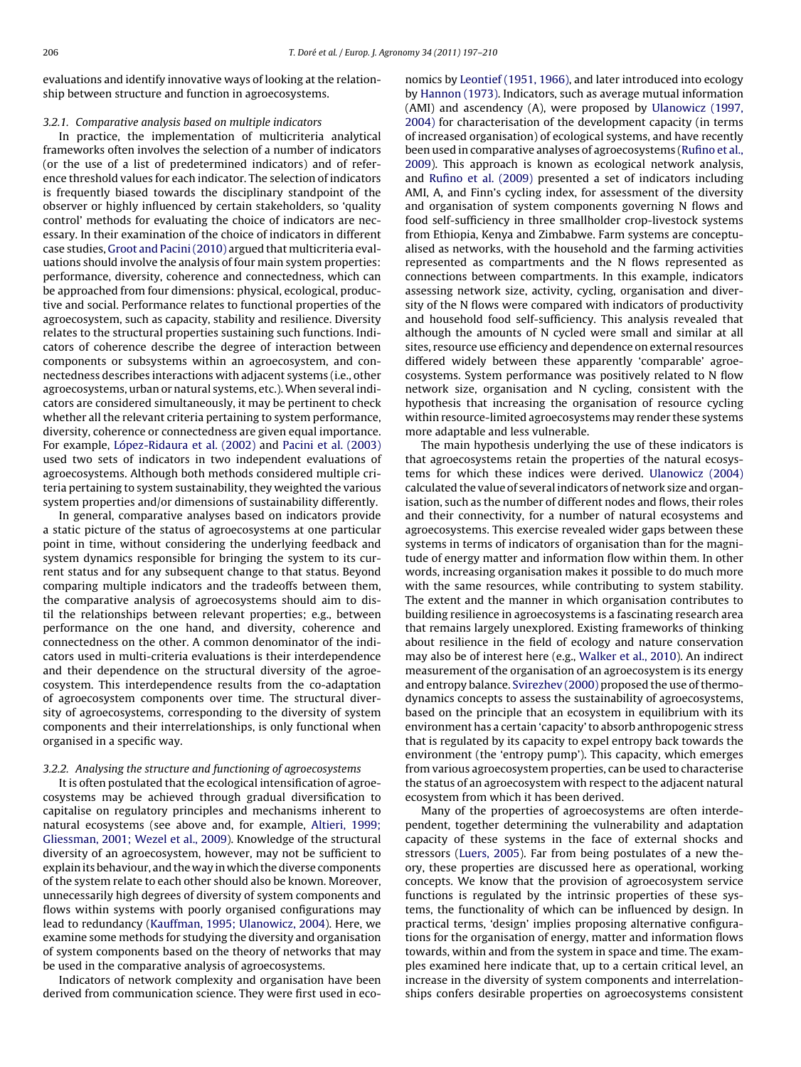evaluations and identify innovative ways of looking at the relationship between structure and function in agroecosystems.

### 3.2.1. Comparative analysis based on multiple indicators

In practice, the implementation of multicriteria analytical frameworks often involves the selection of a number of indicators (or the use of a list of predetermined indicators) and of reference threshold values for each indicator. The selection of indicators is frequently biased towards the disciplinary standpoint of the observer or highly influenced by certain stakeholders, so 'quality control' methods for evaluating the choice of indicators are necessary. In their examination of the choice of indicators in different case studies, Groot and Pacini (2010) argued that multicriteria evaluations should involve the analysis of four main system properties: performance, diversity, coherence and connectedness, which can be approached from four dimensions: physical, ecological, productive and social. Performance relates to functional properties of the agroecosystem, such as capacity, stability and resilience. Diversity relates to the structural properties sustaining such functions. Indicators of coherence describe the degree of interaction between components or subsystems within an agroecosystem, and connectedness describes interactions with adjacent systems (i.e., other agroecosystems, urban or natural systems, etc.). When several indicators are considered simultaneously, it may be pertinent to check whether all the relevant criteria pertaining to system performance, diversity, coherence or connectedness are given equal importance. For example, López-Ridaura et al. (2002) and Pacini et al. (2003) used two sets of indicators in two independent evaluations of agroecosystems. Although both methods considered multiple criteria pertaining to system sustainability, they weighted the various system properties and/or dimensions of sustainability differently.

In general, comparative analyses based on indicators provide a static picture of the status of agroecosystems at one particular point in time, without considering the underlying feedback and system dynamics responsible for bringing the system to its current status and for any subsequent change to that status. Beyond comparing multiple indicators and the tradeoffs between them, the comparative analysis of agroecosystems should aim to distil the relationships between relevant properties; e.g., between performance on the one hand, and diversity, coherence and connectedness on the other. A common denominator of the indicators used in multi-criteria evaluations is their interdependence and their dependence on the structural diversity of the agroecosystem. This interdependence results from the co-adaptation of agroecosystem components over time. The structural diversity of agroecosystems, corresponding to the diversity of system components and their interrelationships, is only functional when organised in a specific way.

### 3.2.2. Analysing the structure and functioning of agroecosystems

It is often postulated that the ecological intensification of agroecosystems may be achieved through gradual diversification to capitalise on regulatory principles and mechanisms inherent to natural ecosystems (see above and, for example, Altieri, 1999; Gliessman, 2001; Wezel et al., 2009). Knowledge of the structural diversity of an agroecosystem, however, may not be sufficient to explain its behaviour, and the way in which the diverse components of the system relate to each other should also be known. Moreover, unnecessarily high degrees of diversity of system components and flows within systems with poorly organised configurations may lead to redundancy (Kauffman, 1995; Ulanowicz, 2004). Here, we examine some methods for studying the diversity and organisation of system components based on the theory of networks that may be used in the comparative analysis of agroecosystems.

Indicators of network complexity and organisation have been derived from communication science. They were first used in economics by Leontief (1951, 1966), and later introduced into ecology by Hannon (1973). Indicators, such as average mutual information (AMI) and ascendency (A), were proposed by Ulanowicz (1997, 2004) for characterisation of the development capacity (in terms of increased organisation) of ecological systems, and have recently been used in comparative analyses of agroecosystems (Rufino et al., 2009). This approach is known as ecological network analysis, and Rufino et al. (2009) presented a set of indicators including AMI, A, and Finn's cycling index, for assessment of the diversity and organisation of system components governing N flows and food self-sufficiency in three smallholder crop-livestock systems from Ethiopia, Kenya and Zimbabwe. Farm systems are conceptualised as networks, with the household and the farming activities represented as compartments and the N flows represented as connections between compartments. In this example, indicators assessing network size, activity, cycling, organisation and diversity of the N flows were compared with indicators of productivity and household food self-sufficiency. This analysis revealed that although the amounts of N cycled were small and similar at all sites, resource use efficiency and dependence on external resources differed widely between these apparently 'comparable' agroecosystems. System performance was positively related to N flow network size, organisation and N cycling, consistent with the hypothesis that increasing the organisation of resource cycling within resource-limited agroecosystems may render these systems more adaptable and less vulnerable.

The main hypothesis underlying the use of these indicators is that agroecosystems retain the properties of the natural ecosystems for which these indices were derived. Ulanowicz (2004) calculated the value of several indicators of network size and organisation, such as the number of different nodes and flows, their roles and their connectivity, for a number of natural ecosystems and agroecosystems. This exercise revealed wider gaps between these systems in terms of indicators of organisation than for the magnitude of energy matter and information flow within them. In other words, increasing organisation makes it possible to do much more with the same resources, while contributing to system stability. The extent and the manner in which organisation contributes to building resilience in agroecosystems is a fascinating research area that remains largely unexplored. Existing frameworks of thinking about resilience in the field of ecology and nature conservation may also be of interest here (e.g., Walker et al., 2010). An indirect measurement of the organisation of an agroecosystem is its energy and entropy balance. Svirezhev (2000) proposed the use of thermodynamics concepts to assess the sustainability of agroecosystems, based on the principle that an ecosystem in equilibrium with its environment has a certain 'capacity' to absorb anthropogenic stress that is regulated by its capacity to expel entropy back towards the environment (the 'entropy pump'). This capacity, which emerges from various agroecosystem properties, can be used to characterise the status of an agroecosystem with respect to the adjacent natural ecosystem from which it has been derived.

Many of the properties of agroecosystems are often interdependent, together determining the vulnerability and adaptation capacity of these systems in the face of external shocks and stressors (Luers, 2005). Far from being postulates of a new theory, these properties are discussed here as operational, working concepts. We know that the provision of agroecosystem service functions is regulated by the intrinsic properties of these systems, the functionality of which can be influenced by design. In practical terms, 'design' implies proposing alternative configurations for the organisation of energy, matter and information flows towards, within and from the system in space and time. The examples examined here indicate that, up to a certain critical level, an increase in the diversity of system components and interrelationships confers desirable properties on agroecosystems consistent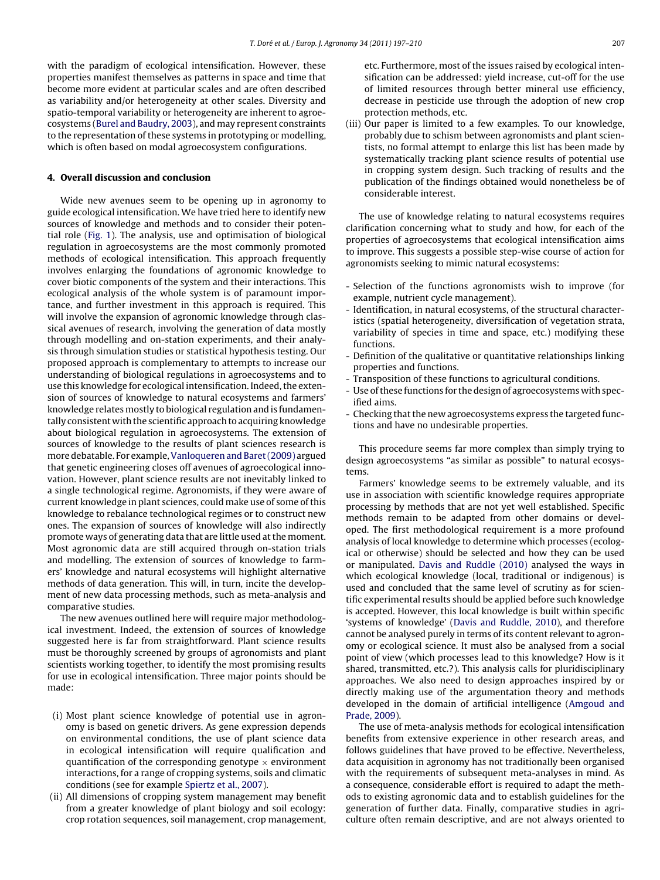with the paradigm of ecological intensification. However, these properties manifest themselves as patterns in space and time that become more evident at particular scales and are often described as variability and/or heterogeneity at other scales. Diversity and spatio-temporal variability or heterogeneity are inherent to agroecosystems (Burel and Baudry, 2003), and may represent constraints to the representation of these systems in prototyping or modelling, which is often based on modal agroecosystem configurations.

## 4. Overall discussion and conclusion

Wide new avenues seem to be opening up in agronomy to guide ecological intensification. We have tried here to identify new sources of knowledge and methods and to consider their potential role (Fig. 1). The analysis, use and optimisation of biological regulation in agroecosystems are the most commonly promoted methods of ecological intensification. This approach frequently involves enlarging the foundations of agronomic knowledge to cover biotic components of the system and their interactions. This ecological analysis of the whole system is of paramount importance, and further investment in this approach is required. This will involve the expansion of agronomic knowledge through classical avenues of research, involving the generation of data mostly through modelling and on-station experiments, and their analysis through simulation studies or statistical hypothesis testing. Our proposed approach is complementary to attempts to increase our understanding of biological regulations in agroecosystems and to use this knowledge for ecological intensification. Indeed, the extension of sources of knowledge to natural ecosystems and farmers' knowledge relates mostly to biological regulation and is fundamentally consistent with the scientific approach to acquiring knowledge about biological regulation in agroecosystems. The extension of sources of knowledge to the results of plant sciences research is more debatable. For example, Vanloqueren and Baret (2009) argued that genetic engineering closes off avenues of agroecological innovation. However, plant science results are not inevitably linked to a single technological regime. Agronomists, if they were aware of current knowledge in plant sciences, could make use of some of this knowledge to rebalance technological regimes or to construct new ones. The expansion of sources of knowledge will also indirectly promote ways of generating data that are little used at the moment. Most agronomic data are still acquired through on-station trials and modelling. The extension of sources of knowledge to farmers' knowledge and natural ecosystems will highlight alternative methods of data generation. This will, in turn, incite the development of new data processing methods, such as meta-analysis and comparative studies.

The new avenues outlined here will require major methodological investment. Indeed, the extension of sources of knowledge suggested here is far from straightforward. Plant science results must be thoroughly screened by groups of agronomists and plant scientists working together, to identify the most promising results for use in ecological intensification. Three major points should be made:

- (i) Most plant science knowledge of potential use in agronomy is based on genetic drivers. As gene expression depends on environmental conditions, the use of plant science data in ecological intensification will require qualification and quantification of the corresponding genotype × environment interactions, for a range of cropping systems, soils and climatic conditions (see for example Spiertz et al., 2007).
- (ii) All dimensions of cropping system management may benefit from a greater knowledge of plant biology and soil ecology: crop rotation sequences, soil management, crop management, etc. Furthermore, most of the issues raised by ecological intensification can be addressed: yield increase, cut-off for the use of limited resources through better mineral use efficiency, decrease in pesticide use through the adoption of new crop protection methods, etc.
- (iii) Our paper is limited to a few examples. To our knowledge, probably due to schism between agronomists and plant scientists, no formal attempt to enlarge this list has been made by systematically tracking plant science results of potential use in cropping system design. Such tracking of results and the publication of the findings obtained would nonetheless be of considerable interest.

The use of knowledge relating to natural ecosystems requires clarification concerning what to study and how, for each of the properties of agroecosystems that ecological intensification aims to improve. This suggests a possible step-wise course of action for agronomists seeking to mimic natural ecosystems:

- Selection of the functions agronomists wish to improve (for example, nutrient cycle management).
- Identification, in natural ecosystems, of the structural characteristics (spatial heterogeneity, diversification of vegetation strata, variability of species in time and space, etc.) modifying these functions.
- Definition of the qualitative or quantitative relationships linking properties and functions.
- Transposition of these functions to agricultural conditions.
- Use of these functions for the design of agroecosystems with specified aims.
- Checking that the new agroecosystems express the targeted functions and have no undesirable properties.

This procedure seems far more complex than simply trying to design agroecosystems "as similar as possible" to natural ecosystems.

Farmers' knowledge seems to be extremely valuable, and its use in association with scientific knowledge requires appropriate processing by methods that are not yet well established. Specific methods remain to be adapted from other domains or developed. The first methodological requirement is a more profound analysis of local knowledge to determine which processes (ecological or otherwise) should be selected and how they can be used or manipulated. Davis and Ruddle (2010) analysed the ways in which ecological knowledge (local, traditional or indigenous) is used and concluded that the same level of scrutiny as for scientific experimental results should be applied before such knowledge is accepted. However, this local knowledge is built within specific 'systems of knowledge' (Davis and Ruddle, 2010), and therefore cannot be analysed purely in terms of its content relevant to agronomy or ecological science. It must also be analysed from a social point of view (which processes lead to this knowledge? How is it shared, transmitted, etc.?). This analysis calls for pluridisciplinary approaches. We also need to design approaches inspired by or directly making use of the argumentation theory and methods developed in the domain of artificial intelligence (Amgoud and Prade, 2009).

The use of meta-analysis methods for ecological intensification benefits from extensive experience in other research areas, and follows guidelines that have proved to be effective. Nevertheless, data acquisition in agronomy has not traditionally been organised with the requirements of subsequent meta-analyses in mind. As a consequence, considerable effort is required to adapt the methods to existing agronomic data and to establish guidelines for the generation of further data. Finally, comparative studies in agriculture often remain descriptive, and are not always oriented to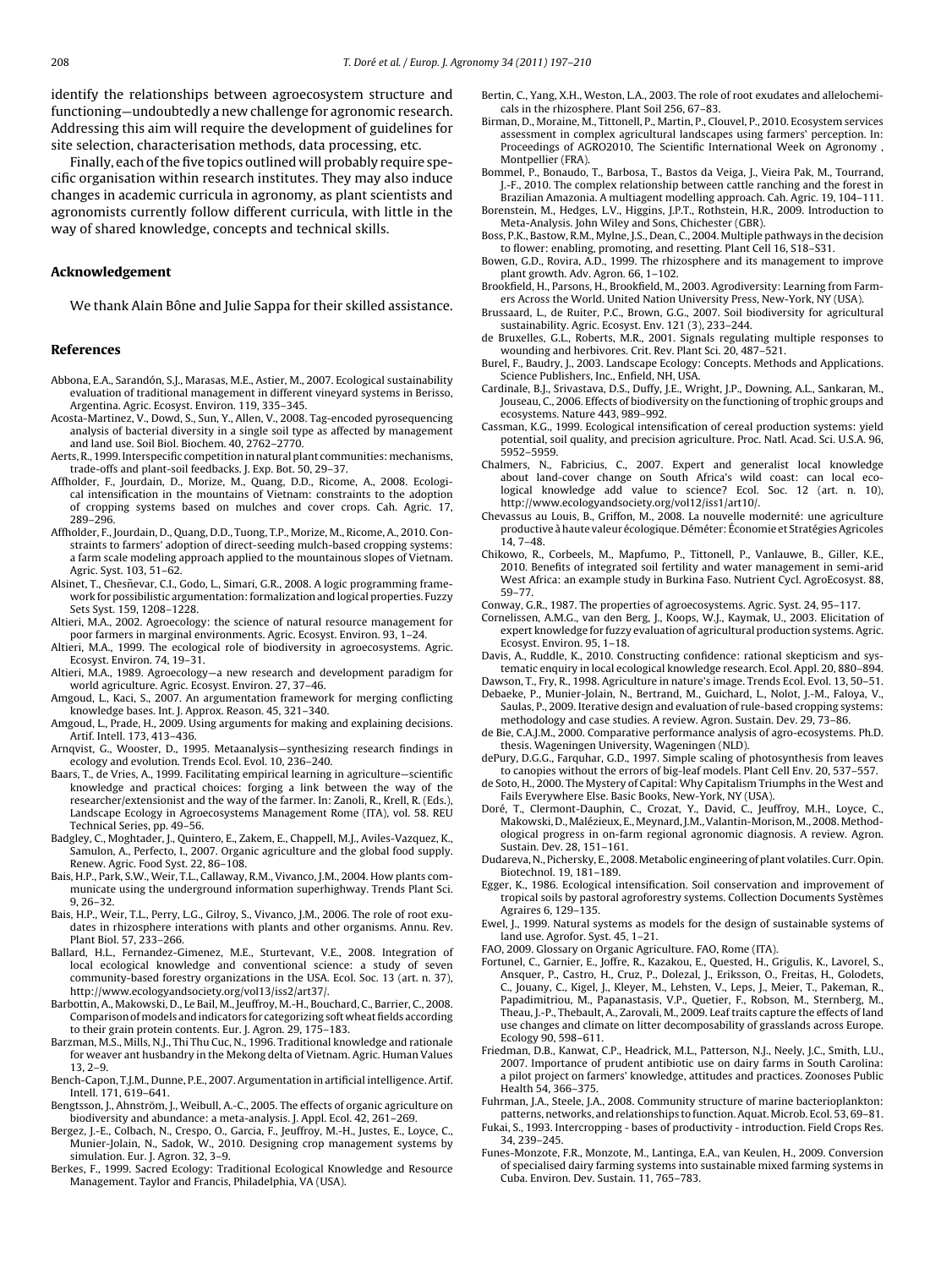identify the relationships between agroecosystem structure and functioning—undoubtedly a new challenge for agronomic research. Addressing this aim will require the development of guidelines for site selection, characterisation methods, data processing, etc.

Finally, each of the five topics outlined will probably require specific organisation within research institutes. They may also induce changes in academic curricula in agronomy, as plant scientists and agronomists currently follow different curricula, with little in the way of shared knowledge, concepts and technical skills.

## Acknowledgement

We thank Alain Bône and Julie Sappa for their skilled assistance.

## References

Abbona, E.A., Sarandón, S.J., Marasas, M.E., Astier, M., 2007. Ecological sustainability evaluation of traditional management in different vineyard systems in Berisso, Argentina. Agric. Ecosyst. Environ. 119, 335–345.

Acosta-Martinez, V., Dowd, S., Sun, Y., Allen, V., 2008. Tag-encoded pyrosequencing analysis of bacterial diversity in a single soil type as affected by management and land use. Soil Biol. Biochem. 40, 2762–2770.

Aerts, R., 1999. Interspecific competition in natural plant communities: mechanisms, trade-offs and plant-soil feedbacks. J. Exp. Bot. 50, 29–37.

Affholder, F., Jourdain, D., Morize, M., Quang, D.D., Ricome, A., 2008. Ecological intensification in the mountains of Vietnam: constraints to the adoption of cropping systems based on mulches and cover crops. Cah. Agric. 17, 289–296.

Affholder, F., Jourdain, D., Quang, D.D., Tuong, T.P., Morize, M., Ricome, A., 2010. Constraints to farmers' adoption of direct-seeding mulch-based cropping systems: a farm scale modeling approach applied to the mountainous slopes of Vietnam. Agric. Syst. 103, 51–62.

Alsinet, T., Chesñevar, C.I., Godo, L., Simari, G.R., 2008. A logic programming framework for possibilistic argumentation: formalization and logical properties. Fuzzy Sets Syst. 159, 1208–1228.

Altieri, M.A., 2002. Agroecology: the science of natural resource management for poor farmers in marginal environments. Agric. Ecosyst. Environ. 93, 1–24.

Altieri, M.A., 1999. The ecological role of biodiversity in agroecosystems. Agric. Ecosyst. Environ. 74, 19–31.

Altieri, M.A., 1989. Agroecology—a new research and development paradigm for world agriculture. Agric. Ecosyst. Environ. 27, 37–46.

Amgoud, L., Kaci, S., 2007. An argumentation framework for merging conflicting knowledge bases. Int. J. Approx. Reason. 45, 321–340.

Amgoud, L., Prade, H., 2009. Using arguments for making and explaining decisions. Artif. Intell. 173, 413–436.

Arnqvist, G., Wooster, D., 1995. Metaanalysis—synthesizing research findings in ecology and evolution. Trends Ecol. Evol. 10, 236–240.

Baars, T., de Vries, A., 1999. Facilitating empirical learning in agriculture—scientific knowledge and practical choices: forging a link between the way of the researcher/extensionist and the way of the farmer. In: Zanoli, R., Krell, R. (Eds.), Landscape Ecology in Agroecosystems Management Rome (ITA), vol. 58. REU Technical Series, pp. 49–56.

Badgley, C., Moghtader, J., Quintero, E., Zakem, E., Chappell, M.J., Aviles-Vazquez, K., Samulon, A., Perfecto, I., 2007. Organic agriculture and the global food supply. Renew. Agric. Food Syst. 22, 86–108.

Bais, H.P., Park, S.W., Weir, T.L., Callaway, R.M., Vivanco, J.M., 2004. How plants communicate using the underground information superhighway. Trends Plant Sci. 9, 26–32.

Bais, H.P., Weir, T.L., Perry, L.G., Gilroy, S., Vivanco, J.M., 2006. The role of root exudates in rhizosphere interactions with plants and other organisms. Annu. Rev. Plant Biol. 57, 233–266.

Ballard, H.L., Fernandez-Gimenez, M.E., Sturtevant, V.E., 2008. Integration of local ecological knowledge and conventional science: a study of seven community-based forestry organizations in the USA. Ecol. Soc. 13 (art. n. 37), http://www.ecologyandsociety.org/vol13/iss2/art37/.

Barbottin, A., Makowski, D., Le Bail, M., Jeuffroy, M.-H., Bouchard, C., Barrier, C., 2008. Comparison of models and indicators for categorizing soft wheat fields according to their grain protein contents. Eur. J. Agron. 29, 175–183.

Barzman, M.S., Mills, N.J., Thi Thu Cuc, N., 1996. Traditional knowledge and rationale for weaver ant husbandry in the Mekong delta of Vietnam. Agric. Human Values 13, 2–9.

Bench-Capon, T.J.M., Dunne, P.E., 2007. Argumentation in artificial intelligence. Artif. Intell. 171, 619–641.

Bengtsson, J., Ahnström, J., Weibull, A.-C., 2005. The effects of organic agriculture on biodiversity and abundance: a meta-analysis. J. Appl. Ecol. 42, 261–269.

Bergez, J.-E., Colbach, N., Crespo, O., Garcia, F., Jeuffroy, M.-H., Justes, E., Loyce, C., Munier-Jolain, N., Sadok, W., 2010. Designing crop management systems by simulation. Eur. J. Agron. 32, 3–9.

Berkes, F., 1999. Sacred Ecology: Traditional Ecological Knowledge and Resource Management. Taylor and Francis, Philadelphia, VA (USA).

Bertin, C., Yang, X.H., Weston, L.A., 2003. The role of root exudates and allelochemicals in the rhizosphere. Plant Soil 256, 67–83.

Birman, D., Moraine, M., Tittonell, P., Martin, P., Clouvel, P., 2010. Ecosystem services assessment in complex agricultural landscapes using farmers' perception. In: Proceedings of AGRO2010, The Scientific International Week on Agronomy , Montpellier (FRA).

Bommel, P., Bonaudo, T., Barbosa, T., Bastos da Veiga, J., Vieira Pak, M., Tourrand, J.-F., 2010. The complex relationship between cattle ranching and the forest in Brazilian Amazonia. A multiagent modelling approach. Cah. Agric. 19, 104–111.

Borenstein, M., Hedges, L.V., Higgins, J.P.T., Rothstein, H.R., 2009. Introduction to Meta-Analysis. John Wiley and Sons, Chichester (GBR).

Boss, P.K., Bastow, R.M., Mylne, J.S., Dean, C., 2004. Multiple pathways in the decision to flower: enabling, promoting, and resetting. Plant Cell 16, S18–S31.

Bowen, G.D., Rovira, A.D., 1999. The rhizosphere and its management to improve plant growth. Adv. Agron. 66, 1–102.

Brookfield, H., Parsons, H., Brookfield, M., 2003. Agrodiversity: Learning from Farmers Across the World. United Nation University Press, New-York, NY (USA).

Brussaard, L., de Ruiter, P.C., Brown, G.G., 2007. Soil biodiversity for agricultural sustainability. Agric. Ecosyst. Env. 121 (3), 233–244.

de Bruxelles, G.L., Roberts, M.R., 2001. Signals regulating multiple responses to wounding and herbivores. Crit. Rev. Plant Sci. 20, 487–521.

Burel, F., Baudry, J., 2003. Landscape Ecology: Concepts. Methods and Applications. Science Publishers, Inc., Enfield, NH, USA.

Cardinale, B.J., Srivastava, D.S., Duffy, J.E., Wright, J.P., Downing, A.L., Sankaran, M., Jouseau, C., 2006. Effects of biodiversity on the functioning of trophic groups and ecosystems. Nature 443, 989–992.

Cassman, K.G., 1999. Ecological intensification of cereal production systems: yield potential, soil quality, and precision agriculture. Proc. Natl. Acad. Sci. U.S.A. 96, 5952–5959.

Chalmers, N., Fabricius, C., 2007. Expert and generalist local knowledge about land-cover change on South Africa's wild coast: can local ecological knowledge add value to science? Ecol. Soc. 12 (art. n. 10), http://www.ecologyandsociety.org/vol12/iss1/art10/.

Chevassus au Louis, B., Griffon, M., 2008. La nouvelle modernité: une agriculture productive à haute valeur écologique. Déméter: Économie et Stratégies Agricoles 14, 7–48.

Chikowo, R., Corbeels, M., Mapfumo, P., Tittonell, P., Vanlauwe, B., Giller, K.E., 2010. Benefits of integrated soil fertility and water management in semi-arid West Africa: an example study in Burkina Faso. Nutrient Cycl. AgroEcosyst. 88, 59–77.

Conway, G.R., 1987. The properties of agroecosystems. Agric. Syst. 24, 95–117.

Cornelissen, A.M.G., van den Berg, J., Koops, W.J., Kaymak, U., 2003. Elicitation of expert knowledge for fuzzy evaluation of agricultural production systems. Agric. Ecosyst. Environ. 95, 1–18.

Davis, A., Ruddle, K., 2010. Constructing confidence: rational skepticism and systematic enquiry in local ecological knowledge research. Ecol. Appl. 20, 880–894.

Dawson, T., Fry, R., 1998. Agriculture in nature's image. Trends Ecol. Evol. 13, 50–51.

Debaeke, P., Munier-Jolain, N., Bertrand, M., Guichard, L., Nolot, J.-M., Faloya, V., Saulas, P., 2009. Iterative design and evaluation of rule-based cropping systems: methodology and case studies. A review. Agron. Sustain. Dev. 29, 73–86.

de Bie, C.A.J.M., 2000. Comparative performance analysis of agro-ecosystems. Ph.D. thesis. Wageningen University, Wageningen (NLD).

dePury, D.G.G., Farquhar, G.D., 1997. Simple scaling of photosynthesis from leaves to canopies without the errors of big-leaf models. Plant Cell Env. 20, 537–557.

de Soto, H., 2000. The Mystery of Capital: Why Capitalism Triumphs in the West and Fails Everywhere Else. Basic Books, New-York, NY (USA).

Doré, T., Clermont-Dauphin, C., Crozat, Y., David, C., Jeuffroy, M.H., Loyce, C., Makowski, D., Malézieux, E., Meynard, J.M., Valantin-Morison, M., 2008. Methodological progress in on-farm regional agronomic diagnosis. A review. Agron. Sustain. Dev. 28, 151–161.

Dudareva, N., Pichersky, E., 2008. Metabolic engineering of plant volatiles. Curr. Opin. Biotechnol. 19, 181–189.

Egger, K., 1986. Ecological intensification. Soil conservation and improvement of tropical soils by pastoral agroforestry systems. Collection Documents Systèmes Agraires 6, 129–135.

Ewel, J., 1999. Natural systems as models for the design of sustainable systems of land use. Agrofor. Syst. 45, 1–21.

FAO, 2009. Glossary on Organic Agriculture. FAO, Rome (ITA).

Fortunel, C., Garnier, E., Joffre, R., Kazakou, E., Quested, H., Grigulis, K., Lavorel, S., Ansquer, P., Castro, H., Cruz, P., Dolezal, J., Eriksson, O., Freitas, H., Golodets, C., Jouany, C., Kigel, J., Kleyer, M., Lehsten, V., Leps, J., Meier, T., Pakeman, R., Papadimitriou, M., Papanastasis, V.P., Quetier, F., Robson, M., Sternberg, M., Theau, J.-P., Thebault, A., Zarovali, M., 2009. Leaf traits capture the effects of land use changes and climate on litter decomposability of grasslands across Europe. Ecology 90, 598–611.

Friedman, D.B., Kanwat, C.P., Headrick, M.L., Patterson, N.J., Neely, J.C., Smith, L.U., 2007. Importance of prudent antibiotic use on dairy farms in South Carolina: a pilot project on farmers' knowledge, attitudes and practices. Zoonoses Public Health 54, 366–375.

Fuhrman, J.A., Steele, J.A., 2008. Community structure of marine bacterioplankton: patterns, networks, and relationships to function. Aquat. Microb. Ecol. 53, 69–81.

Fukai, S., 1993. Intercropping - bases of productivity - introduction. Field Crops Res. 34, 239–245.

Funes-Monzote, F.R., Monzote, M., Lantinga, E.A., van Keulen, H., 2009. Conversion of specialised dairy farming systems into sustainable mixed farming systems in Cuba. Environ. Dev. Sustain. 11, 765–783.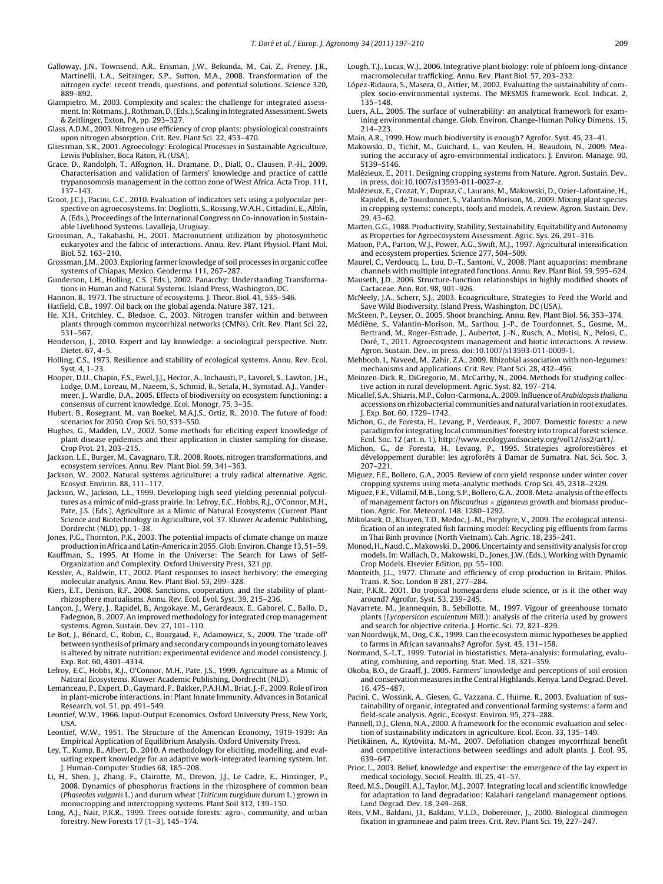Galloway, J.N., Townsend, A.R., Erisman, J.W., Bekunda, M., Cai, Z., Freney, J.R., Martinelli, L.A., Seitzinger, S.P., Sutton, M.A., 2008. Transformation of the nitrogen cycle: recent trends, questions, and potential solutions. Science 320, 889–892.

Giampietro, M., 2003. Complexity and scales: the challenge for integrated assessment. In: Rotmans, J., Rothman, D. (Eds.), Scaling in Integrated Assessment. Swets & Zeitlinger, Exton, PA, pp. 293–327.

Glass, A.D.M., 2003. Nitrogen use efficiency of crop plants: physiological constraints upon nitrogen absorption. Crit. Rev. Plant Sci. 22, 453–470.

Gliessman, S.R., 2001. Agroecology: Ecological Processes in Sustainable Agriculture. Lewis Publisher, Boca Raton, FL (USA).

Grace, D., Randolph, T., Affognon, H., Dramane, D., Diall, O., Clausen, P.-H., 2009. Characterisation and validation of farmers' knowledge and practice of cattle trypanosomosis management in the cotton zone of West Africa. Acta Trop. 111, 137–143.

Groot, J.C.J., Pacini, G.C., 2010. Evaluation of indicators sets using a polyocular perspective on agroecosystems. In: Dogliotti, S., Rossing, W.A.H., Cittadini, E., Albín, A. (Eds.), Proceedings of the International Congress on Co-innovation in Sustainable Livelihood Systems. Lavalleja, Uruguay.

Grossman, A., Takahashi, H., 2001. Macronutrient utilization by photosynthetic eukaryotes and the fabric of interactions. Annu. Rev. Plant Physiol. Plant Mol. Biol. 52, 163–210.

Grossman, J.M., 2003. Exploring farmer knowledge of soil processes in organic coffee systems of Chiapas, Mexico. Geoderma 111, 267–287.

Gunderson, L.H., Holling, C.S. (Eds.), 2002. Panarchy: Understanding Transformations in Human and Natural Systems. Island Press, Washington, DC.

Hannon, B., 1973. The structure of ecosystems. J. Theor. Biol. 41, 535–546.

Hatfield, C.B., 1997. Oil back on the global agenda. Nature 387, 121.

He, X.H., Critchley, C., Bledsoe, C., 2003. Nitrogen transfer within and between plants through common mycorrhizal networks (CMNs). Crit. Rev. Plant Sci. 22, 531–567.

Henderson, J., 2010. Expert and lay knowledge: a sociological perspective. Nutr. Dietet. 67, 4–5.

Holling, C.S., 1973. Resilience and stability of ecological systems. Annu. Rev. Ecol. Syst. 4, 1–23.

Hooper, D.U., Chapin, F.S., Ewel, J.J., Hector, A., Inchausti, P., Lavorel, S., Lawton, J.H., Lodge, D.M., Loreau, M., Naeem, S., Schmid, B., Setala, H., Symstad, A.J., Vandermeer, J., Wardle, D.A., 2005. Effects of biodiversity on ecosystem functioning: a consensus of current knowledge. Ecol. Monogr. 75, 3–35.

Hubert, B., Rosegrant, M., van Boekel, M.A.J.S., Ortiz, R., 2010. The future of food: scenarios for 2050. Crop Sci. 50, S33–S50.

Hughes, G., Madden, L.V., 2002. Some methods for eliciting expert knowledge of plant disease epidemics and their application in cluster sampling for disease. Crop Prot. 21, 203–215.

Jackson, L.E., Burger, M., Cavagnaro, T.R., 2008. Roots, nitrogen transformations, and ecosystem services. Annu. Rev. Plant Biol. 59, 341–363.

Jackson, W., 2002. Natural systems agriculture: a truly radical alternative. Agric. Ecosyst. Environ. 88, 111–117.

Jackson, W., Jackson, L.L., 1999. Developing high seed yielding perennial polycultures as a mimic of mid-grass prairie. In: Lefroy, E.C., Hobbs, R.J., O'Connor, M.H., Pate, J.S. (Eds.), Agriculture as a Mimic of Natural Ecosystems (Current Plant Science and Biotechnology in Agriculture, vol. 37. Kluwer Academic Publishing, Dordrecht (NLD), pp. 1–38.

Jones, P.G., Thornton, P.K., 2003. The potential impacts of climate change on maize production in Africa and Latin-America in 2055. Glob. Environ. Change 13, 51–59.

Kauffman, S., 1995. At Home in the Universe: The Search for Laws of Self-Organization and Complexity. Oxford University Press, 321 pp.

Kessler, A., Baldwin, I.T., 2002. Plant responses to insect herbivory: the emerging molecular analysis. Annu. Rev. Plant Biol. 53, 299–328.

Kiers, E.T., Denison, R.F., 2008. Sanctions, cooperation, and the stability of plant-rhizosphere mutualisms. Annu. Rev. Ecol. Evol. Syst. 39, 215–236.

Lançon, J., Wery, J., Rapidel, B., Angokaye, M., Gerardeaux, E., Gaborel, C., Ballo, D., Fadegnon, B., 2007. An improved methodology for integrated crop management systems. Agron. Sustain. Dev. 27, 101–110.

Le Bot, J., Bénard, C., Robin, C., Bourgaud, F., Adamowicz, S., 2009. The 'trade-off' between synthesis of primary and secondary compounds in young tomato leaves is altered by nitrate nutrition: experimental evidence and model consistency. J. Exp. Bot. 60, 4301–4314.

Lefroy, E.C., Hobbs, R.J., O'Connor, M.H., Pate, J.S., 1999. Agriculture as a Mimic of Natural Ecosystems. Kluwer Academic Publishing, Dordrecht (NLD).

Lemanceau, P., Expert, D., Gaymard, F., Bakker, P.A.H.M., Briat, J.-F., 2009. Role of iron in plant-microbe interactions, in: Plant Innate Immunity, Advances in Botanical Research, vol. 51, pp. 491–549.

Leontief, W.W., 1966. Input-Output Economics. Oxford University Press, New York, USA.

Leontief, W.W., 1951. The Structure of the American Economy, 1919-1939: An Empirical Application of Equilibrium Analysis. Oxford University Press.

Ley, T., Kump, B., Albert, D., 2010. A methodology for eliciting, modelling, and evaluating expert knowledge for an adaptive work-integrated learning system. Int. J. Human-Computer Studies 68, 185–208.

Li, H., Shen, J., Zhang, F., Clairotte, M., Drevon, J.J., Le Cadre, E., Hinsinger, P., 2008. Dynamics of phosphorus fractions in the rhizosphere of common bean (*Phaseolus vulgaris* L.) and durum wheat (*Triticum turgidum* durum L.) grown in monocropping and intercropping systems. Plant Soil 312, 139–150.

Long, A.J., Nair, P.K.R., 1999. Trees outside forests: agro-, community, and urban forestry. New Forests 17 (1–3), 145–174.

Lough, T.J., Lucas, W.J., 2006. Integrative plant biology: role of phloem long-distance macromolecular trafficking. Annu. Rev. Plant Biol. 57, 203–232.

López-Ridaura, S., Masera, O., Astier, M., 2002. Evaluating the sustainability of complex socio-environmental systems. The MESMIS framework. Ecol. Indicat. 2, 135–148.

Luers, A.L., 2005. The surface of vulnerability: an analytical framework for examining environmental change. Glob. Environ. Change-Human Policy Dimens. 15, 214–223.

Main, A.R., 1999. How much biodiversity is enough? Agrofor. Syst. 45, 23–41.

Makowski, D., Tichit, M., Guichard, L., van Keulen, H., Beaudoin, N., 2009. Measuring the accuracy of agro-environmental indicators. J. Environ. Manage. 90, S139–S146.

Malézieux, E., 2011. Designing cropping systems from Nature. Agron. Sustain. Dev., in press, doi:10.1007/s13593-011-0027-z.

Malézieux, E., Crozat, Y., Dupraz, C., Laurans, M., Makowski, D., Ozier-Lafontaine, H., Rapidel, B., de Tourdonnet, S., Valantin-Morison, M., 2009. Mixing plant species in cropping systems: concepts, tools and models. A review. Agron. Sustain. Dev. 29, 43–62.

Marten, G.G., 1988. Productivity, Stability, Sustainability, Equitability and Autonomy as Properties for Agroecosystem Assessment. Agric. Sys. 26, 291–316.

Matson, P.A., Parton, W.J., Power, A.G., Swift, M.J., 1997. Agricultural intensification and ecosystem properties. Science 277, 504–509.

Maurel, C., Verdoucq, L., Luu, D.-T., Santoni, V., 2008. Plant aquaporins: membrane channels with multiple integrated functions. Annu. Rev. Plant Biol. 59, 595–624.

Mauseth, J.D., 2006. Structure-function relationships in highly modified shoots of Cactaceae. Ann. Bot. 98, 901–926.

McNeely, J.A., Scherr, S.J., 2003. Ecoagriculture, Strategies to Feed the World and Save Wild Biodiversity. Island Press, Washington, DC (USA).

McSteen, P., Leyser, O., 2005. Shoot branching. Annu. Rev. Plant Biol. 56, 353–374.

Médiène, S., Valantin-Morison, M., Sarthou, J.-P., de Tourdonnet, S., Gosme, M., Bertrand, M., Roger-Estrade, J., Aubertot, J.-N., Rusch, A., Motisi, N., Pelosi, C., Doré, T., 2011. Agroecosystem management and biotic interactions. A review. Agron. Sustain. Dev., in press, doi:10.1007/s13593-011-0009-1.

Mehboob, I., Naveed, M., Zahir, Z.A., 2009. Rhizobial association with non-legumes: mechanisms and applications. Crit. Rev. Plant Sci. 28, 432–456.

Meinzen-Dick, R., DiGregorio, M., McCarthy, N., 2004. Methods for studying collective action in rural development. Agric. Syst. 82, 197–214.

Micallef, S.A., Shiaris, M.P., Colon-Carmona, A., 2009. Influence of *Arabidopsis thaliana* accessions on rhizobacterial communities and natural variation in root exudates. J. Exp. Bot. 60, 1729–1742.

Michon, G., de Foresta, H., Levang, P., Verdeaux, F., 2007. Domestic forests: a new paradigm for integrating local communities' forestry into tropical forest science. Ecol. Soc. 12 (art. n. 1), http://www.ecologyandsociety.org/vol12/iss2/art1/.

Michon, G., de Foresta, H., Levang, P., 1995. Strategies agroforestières et développement durable: les agroforêts à Damar de Sumatra. Nat. Sci. Soc. 3, 207–221.

Miguez, F.E., Bollero, G.A., 2005. Review of corn yield response under winter cover cropping systems using meta-analytic methods. Crop Sci. 45, 2318–2329.

Miguez, F.E., Villamil, M.B., Long, S.P., Bollero, G.A., 2008. Meta-analysis of the effects of management factors on *Miscanthus* × *giganteus* growth and biomass production. Agric. For. Meteorol. 148, 1280–1292.

Mikolasek, O., Khuyen, T.D., Medoc, J.-M., Porphyre, V., 2009. The ecological intensification of an integrated fish farming model: Recycling pig effluents from farms in Thai Binh province (North Vietnam). Cah. Agric. 18, 235–241.

Monod, H., Naud, C., Makowski, D., 2006. Uncertainty and sensitivity analysis for crop models. In: Wallach, D., Makowski, D., Jones, J.W. (Eds.), Working with Dynamic Crop Models. Elsevier Edition, pp. 55–100.

Monteith, J.L., 1977. Climate and efficiency of crop production in Britain. Philos. Trans. R. Soc. London B 281, 277–284.

Nair, P.K.R., 2001. Do tropical homegardens elude science, or is it the other way around? Agrofor. Syst. 53, 239–245.

Navarrete, M., Jeannequin, B., Sebillotte, M., 1997. Vigour of greenhouse tomato plants (*Lycopersicon esculentum* Mill.): analysis of the criteria used by growers and search for objective criteria. J. Hortic. Sci. 72, 821–829.

van Noordwijk, M., Ong, C.K., 1999. Can the ecosystem mimic hypotheses be applied to farms in African savannahs? Agrofor. Syst. 45, 131–158.

Normand, S.-L.T., 1999. Tutorial in biostatistics. Meta-analysis: formulating, evaluating, combining, and reporting. Stat. Med. 18, 321–359.

Okoba, B.O., de Graaff, J., 2005. Farmers' knowledge and perceptions of soil erosion and conservation measures in the Central Highlands, Kenya. Land Degrad. Devel. 16, 475–487.

Pacini, C., Wossink, A., Giesen, G., Vazzana, C., Huirne, R., 2003. Evaluation of sustainability of organic, integrated and conventional farming systems: a farm and field-scale analysis. Agric., Ecosyst. Environ. 95, 273–288.

Pannell, D.J., Glenn, N.A., 2000. A framework for the economic evaluation and selection of sustainability indicators in agriculture. Ecol. Econ. 33, 135–149.

Pietikäinen, A., Kytöviita, M.-M., 2007. Defoliation changes mycorrhizal benefit and competitive interactions between seedlings and adult plants. J. Ecol. 95, 639–647.

Prior, L., 2003. Belief, knowledge and expertise: the emergence of the lay expert in medical sociology. Sociol. Health. Ill. 25, 41–57.

Reed, M.S., Dougill, A.J., Taylor, M.J., 2007. Integrating local and scientific knowledge for adaptation to land degradation: Kalahari rangeland management options. Land Degrad. Dev. 18, 249–268.

Reis, V.M., Baldani, J.I., Baldani, V.L.D., Dobereiner, J., 2000. Biological dinitrogen fixation in gramineae and palm trees. Crit. Rev. Plant Sci. 19, 227–247.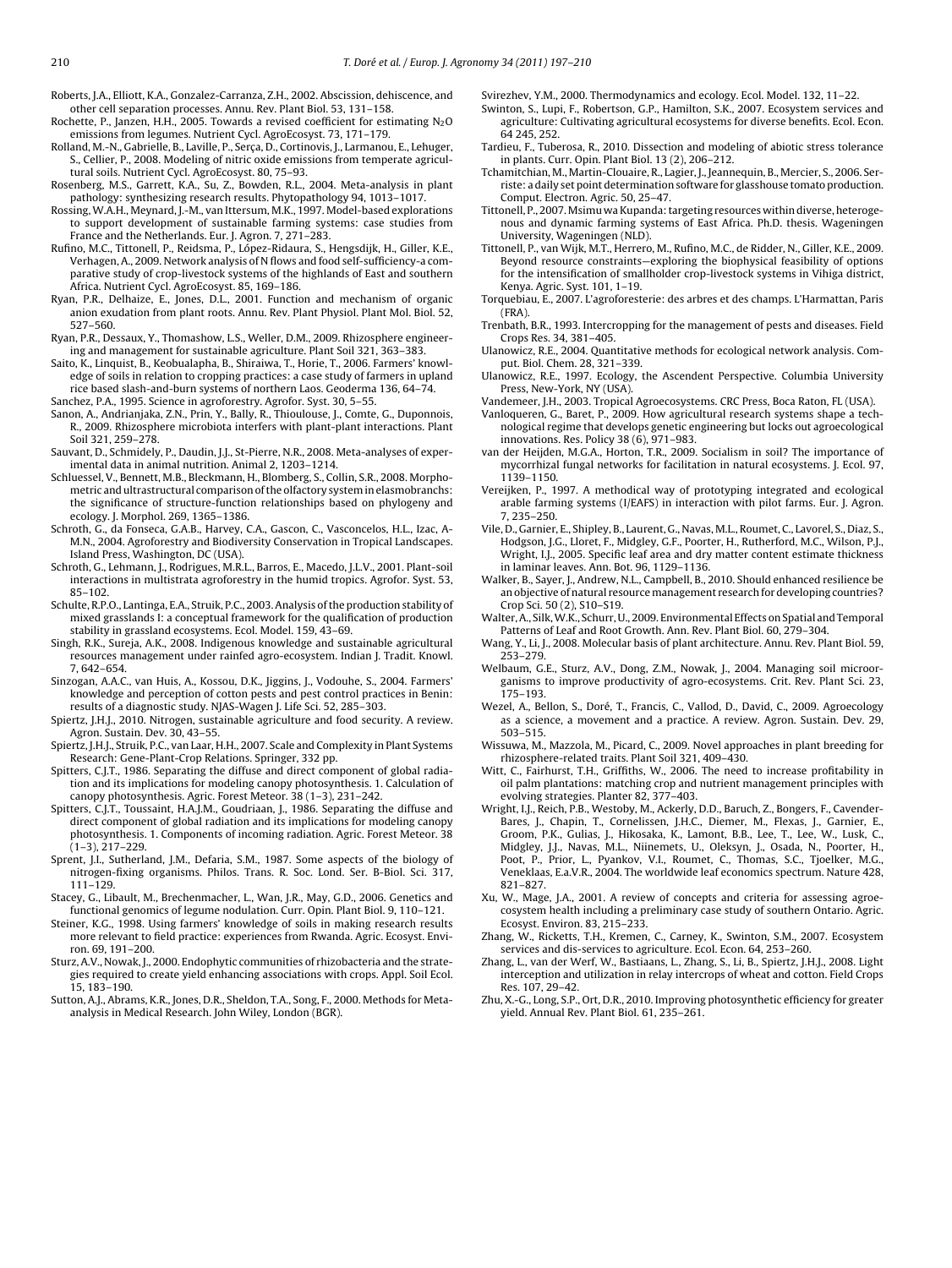Roberts, J.A., Elliott, K.A., Gonzalez-Carranza, Z.H., 2002. Abscission, dehiscence, and other cell separation processes. Annu. Rev. Plant Biol. 53, 131–158.

Rochette, P., Janzen, H.H., 2005. Towards a revised coefficient for estimating $N_2O$ emissions from legumes. Nutrient Cycl. AgroEcosyst. 73, 171–179.

Rolland, M.-N., Gabrielle, B., Laville, P., Serça, D., Cortinovis, J., Larmanou, E., Lehuger, S., Cellier, P., 2008. Modeling of nitric oxide emissions from temperate agricultural soils. Nutrient Cycl. AgroEcosyst. 80, 75–93.

Rosenberg, M.S., Garrett, K.A., Su, Z., Bowden, R.L., 2004. Meta-analysis in plant pathology: synthesizing research results. Phytopathology 94, 1013–1017.

Rossing, W.A.H., Meynard, J.-M., van Ittersum, M.K., 1997. Model-based explorations to support development of sustainable farming systems: case studies from France and the Netherlands. Eur. J. Agron. 7, 271–283.

Rufino, M.C., Tittonell, P., Reidsma, P., López-Ridaura, S., Hengsdijk, H., Giller, K.E., Verhagen, A., 2009. Network analysis of N flows and food self-sufficiency-a comparative study of crop-livestock systems of the highlands of East and southern Africa. Nutrient Cycl. AgroEcosyst. 85, 169–186.

Ryan, P.R., Delhaize, E., Jones, D.L., 2001. Function and mechanism of organic anion exudation from plant roots. Annu. Rev. Plant Physiol. Plant Mol. Biol. 52, 527–560.

Ryan, P.R., Dessaux, Y., Thomashow, L.S., Weller, D.M., 2009. Rhizosphere engineering and management for sustainable agriculture. Plant Soil 321, 363–383.

Saito, K., Linquist, B., Keobualapha, B., Shiraiwa, T., Horie, T., 2006. Farmers' knowledge of soils in relation to cropping practices: a case study of farmers in upland rice based slash-and-burn systems of northern Laos. Geoderma 136, 64–74.

Sanchez, P.A., 1995. Science in agroforestry. Agrofor. Syst. 30, 5–55.

Sanon, A., Andrianjaka, Z.N., Prin, Y., Bally, R., Thioulouse, J., Comte, G., Duponnois, R., 2009. Rhizosphere microbiota interfers with plant-plant interactions. Plant Soil 321, 259–278.

Sauvant, D., Schmidely, P., Daudin, J.J., St-Pierre, N.R., 2008. Meta-analyses of experimental data in animal nutrition. Animal 2, 1203–1214.

Schluessel, V., Bennett, M.B., Bleckmann, H., Blomberg, S., Collin, S.R., 2008. Morphometric and ultrastructural comparison of the olfactory system in elasmobranchs: the significance of structure-function relationships based on phylogeny and ecology. J. Morphol. 269, 1365–1386.

Schroth, G., da Fonseca, G.A.B., Harvey, C.A., Gascon, C., Vasconcelos, H.L., Izac, A-M.N., 2004. Agroforestry and Biodiversity Conservation in Tropical Landscapes. Island Press, Washington, DC (USA).

Schroth, G., Lehmann, J., Rodrigues, M.R.L., Barros, E., Macedo, J.L.V., 2001. Plant-soil interactions in multistrata agroforestry in the humid tropics. Agrofor. Syst. 53, 85–102.

Schulte, R.P.O., Lantinga, E.A., Struik, P.C., 2003. Analysis of the production stability of mixed grasslands I: a conceptual framework for the qualification of production stability in grassland ecosystems. Ecol. Model. 159, 43–69.

Singh, R.K., Sureja, A.K., 2008. Indigenous knowledge and sustainable agricultural resources management under rainfed agro-ecosystem. Indian J. Tradit. Knowl. 7, 642–654.

Sinzogan, A.A.C., van Huis, A., Kossou, D.K., Jiggins, J., Vodouhe, S., 2004. Farmers' knowledge and perception of cotton pests and pest control practices in Benin: results of a diagnostic study. NJAS-Wagen J. Life Sci. 52, 285–303.

Spiertz, J.H.J., 2010. Nitrogen, sustainable agriculture and food security. A review. Agron. Sustain. Dev. 30, 43–55.

Spiertz, J.H.J., Struik, P.C., van Laar, H.H., 2007. Scale and Complexity in Plant Systems Research: Gene-Plant-Crop Relations. Springer, 332 pp.

Spitters, C.J.T., 1986. Separating the diffuse and direct component of global radiation and its implications for modeling canopy photosynthesis. 1. Calculation of canopy photosynthesis. Agric. Forest Meteor. 38 (1–3), 231–242.

Spitters, C.J.T., Toussaint, H.A.J.M., Goudriaan, J., 1986. Separating the diffuse and direct component of global radiation and its implications for modeling canopy photosynthesis. 1. Components of incoming radiation. Agric. Forest Meteor. 38 (1–3), 217–229.

Sprent, J.I., Sutherland, J.M., Defaria, S.M., 1987. Some aspects of the biology of nitrogen-fixing organisms. Philos. Trans. R. Soc. Lond. Ser. B-Biol. Sci. 317, 111–129.

Stacey, G., Libault, M., Brechenmacher, L., Wan, J.R., May, G.D., 2006. Genetics and functional genomics of legume nodulation. Curr. Opin. Plant Biol. 9, 110–121.

Steiner, K.G., 1998. Using farmers' knowledge of soils in making research results more relevant to field practice: experiences from Rwanda. Agric. Ecosyst. Environ. 69, 191–200.

Sturz, A.V., Nowak, J., 2000. Endophytic communities of rhizobacteria and the strategies required to create yield enhancing associations with crops. Appl. Soil Ecol. 15, 183–190.

Sutton, A.J., Abrams, K.R., Jones, D.R., Sheldon, T.A., Song, F., 2000. Methods for Meta-analysis in Medical Research. John Wiley, London (BGR).

Svirezhev, Y.M., 2000. Thermodynamics and ecology. Ecol. Model. 132, 11–22.

Swinton, S., Lupi, F., Robertson, G.P., Hamilton, S.K., 2007. Ecosystem services and agriculture: Cultivating agricultural ecosystems for diverse benefits. Ecol. Econ. 64 245, 252.

Tardieu, F., Tuberosa, R., 2010. Dissection and modeling of abiotic stress tolerance in plants. Curr. Opin. Plant Biol. 13 (2), 206–212.

Tchamitchian, M., Martin-Clouaire, R., Lagier, J., Jeannequin, B., Mercier, S., 2006. Serriste: a daily set point determination software for glasshouse tomato production. Comput. Electron. Agric. 50, 25–47.

Tittonell, P., 2007. Msimu wa Kupanda: targeting resources within diverse, heterogenous and dynamic farming systems of East Africa. Ph.D. thesis. Wageningen University, Wageningen (NLD).

Tittonell, P., van Wijk, M.T., Herrero, M., Rufino, M.C., de Ridder, N., Giller, K.E., 2009. Beyond resource constraints—exploring the biophysical feasibility of options for the intensification of smallholder crop-livestock systems in Vihiga district, Kenya. Agric. Syst. 101, 1–19.

Torquebiau, E., 2007. L'agroforesterie: des arbres et des champs. L'Harmattan, Paris (FRA).

Trenbath, B.R., 1993. Intercropping for the management of pests and diseases. Field Crops Res. 34, 381–405.

Ulanowicz, R.E., 2004. Quantitative methods for ecological network analysis. Comput. Biol. Chem. 28, 321–339.

Ulanowicz, R.E., 1997. Ecology, the Ascendent Perspective. Columbia University Press, New-York, NY (USA).

Vandemeer, J.H., 2003. Tropical Agroecosystems. CRC Press, Boca Raton, FL (USA).

Vanloqueren, G., Baret, P., 2009. How agricultural research systems shape a technological regime that develops genetic engineering but locks out agroecological innovations. Res. Policy 38 (6), 971–983.

van der Heijden, M.G.A., Horton, T.R., 2009. Socialism in soil? The importance of mycorrhizal fungal networks for facilitation in natural ecosystems. J. Ecol. 97, 1139–1150.

Vereijken, P., 1997. A methodical way of prototyping integrated and ecological arable farming systems (I/EAFS) in interaction with pilot farms. Eur. J. Agron. 7, 235–250.

Vile, D., Garnier, E., Shipley, B., Laurent, G., Navas, M.L., Roumet, C., Lavorel, S., Diaz, S., Hodgson, J.G., Lloret, F., Midgley, G.F., Poorter, H., Rutherford, M.C., Wilson, P.J., Wright, I.J., 2005. Specific leaf area and dry matter content estimate thickness in laminar leaves. Ann. Bot. 96, 1129–1136.

Walker, B., Sayer, J., Andrew, N.L., Campbell, B., 2010. Should enhanced resilience be an objective of natural resource management research for developing countries? Crop Sci. 50 (2), S10–S19.

Walter, A., Silk, W.K., Schurr, U., 2009. Environmental Effects on Spatial and Temporal Patterns of Leaf and Root Growth. Ann. Rev. Plant Biol. 60, 279–304.

Wang, Y., Li, J., 2008. Molecular basis of plant architecture. Annu. Rev. Plant Biol. 59, 253–279.

Welbaum, G.E., Sturz, A.V., Dong, Z.M., Nowak, J., 2004. Managing soil microorganisms to improve productivity of agro-ecosystems. Crit. Rev. Plant Sci. 23, 175–193.

Wezel, A., Bellon, S., Doré, T., Francis, C., Vallod, D., David, C., 2009. Agroecology as a science, a movement and a practice. A review. Agron. Sustain. Dev. 29, 503–515.

Wissuwa, M., Mazzola, M., Picard, C., 2009. Novel approaches in plant breeding for rhizosphere-related traits. Plant Soil 321, 409–430.

Witt, C., Fairhurst, T.H., Griffiths, W., 2006. The need to increase profitability in oil palm plantations: matching crop and nutrient management principles with evolving strategies. Planter 82, 377–403.

Wright, I.J., Reich, P.B., Westoby, M., Ackerly, D.D., Baruch, Z., Bongers, F., Cavender-Bares, J., Chapin, T., Cornelissen, J.H.C., Diemer, M., Flexas, J., Garnier, E., Groom, P.K., Gulias, J., Hikosaka, K., Lamont, B.B., Lee, T., Lee, W., Lusk, C., Midgley, J.J., Navas, M.L., Niinemets, U., Oleksyn, J., Osada, N., Poorter, H., Poot, P., Prior, L., Pyankov, V.I., Roumet, C., Thomas, S.C., Tjoelker, M.G., Veneklaas, E.a.V.R., 2004. The worldwide leaf economics spectrum. Nature 428, 821–827.

Xu, W., Mage, J.A., 2001. A review of concepts and criteria for assessing agroecosystem health including a preliminary case study of southern Ontario. Agric. Ecosyst. Environ. 83, 215–233.

Zhang, W., Ricketts, T.H., Kremen, C., Carney, K., Swinton, S.M., 2007. Ecosystem services and dis-services to agriculture. Ecol. Econ. 64, 253–260.

Zhang, L., van der Werf, W., Bastiaans, L., Zhang, S., Li, B., Spiertz, J.H.J., 2008. Light interception and utilization in relay intercrops of wheat and cotton. Field Crops Res. 107, 29–42.

Zhu, X.-G., Long, S.P., Ort, D.R., 2010. Improving photosynthetic efficiency for greater yield. Annual Rev. Plant Biol. 61, 235–261.